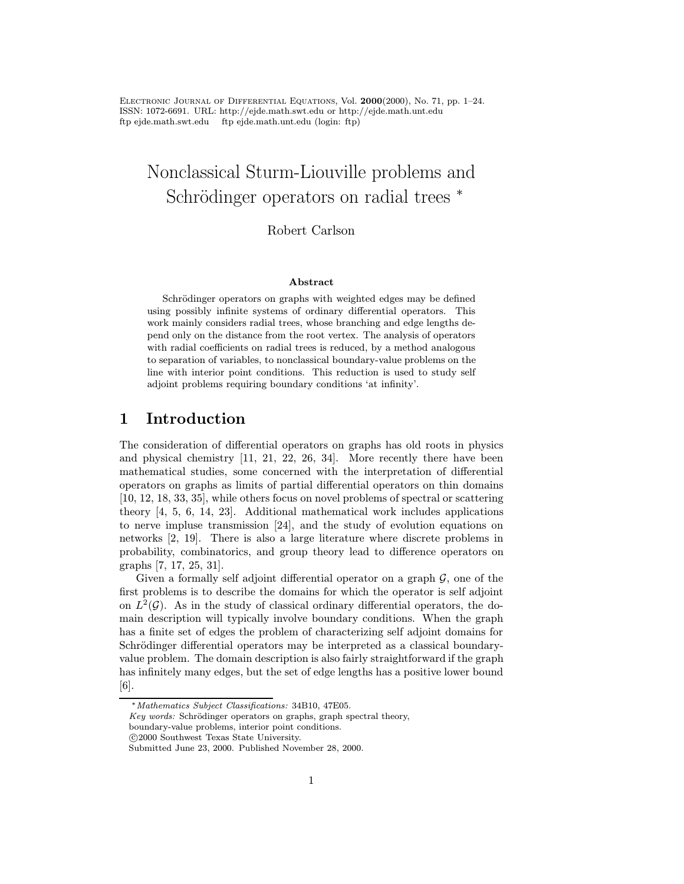# Nonclassical Sturm-Liouville problems and Schrödinger operators on radial trees *

Robert Carlson

### Abstract

Schrödinger operators on graphs with weighted edges may be defined using possibly infinite systems of ordinary differential operators. This work mainly considers radial trees, whose branching and edge lengths depend only on the distance from the root vertex. The analysis of operators with radial coefficients on radial trees is reduced, by a method analogous to separation of variables, to nonclassical boundary-value problems on the line with interior point conditions. This reduction is used to study self adjoint problems requiring boundary conditions 'at infinity'.

## 1 Introduction

The consideration of differential operators on graphs has old roots in physics and physical chemistry [11, 21, 22, 26, 34]. More recently there have been mathematical studies, some concerned with the interpretation of differential operators on graphs as limits of partial differential operators on thin domains [10, 12, 18, 33, 35], while others focus on novel problems of spectral or scattering theory [4, 5, 6, 14, 23]. Additional mathematical work includes applications to nerve impluse transmission [24], and the study of evolution equations on networks [2, 19]. There is also a large literature where discrete problems in probability, combinatorics, and group theory lead to difference operators on graphs [7, 17, 25, 31].

Given a formally self adjoint differential operator on a graph $\mathcal{G}$, one of the first problems is to describe the domains for which the operator is self adjoint on $L^2(\mathcal{G})$. As in the study of classical ordinary differential operators, the domain description will typically involve boundary conditions. When the graph has a finite set of edges the problem of characterizing self adjoint domains for Schrödinger differential operators may be interpreted as a classical boundary-value problem. The domain description is also fairly straightforward if the graph has infinitely many edges, but the set of edge lengths has a positive lower bound [6].

---

* *Mathematics Subject Classifications:* 34B10, 47E05.
*Key words:* Schrödinger operators on graphs, graph spectral theory, boundary-value problems, interior point conditions.
©2000 Southwest Texas State University.
Submitted June 23, 2000. Published November 28, 2000.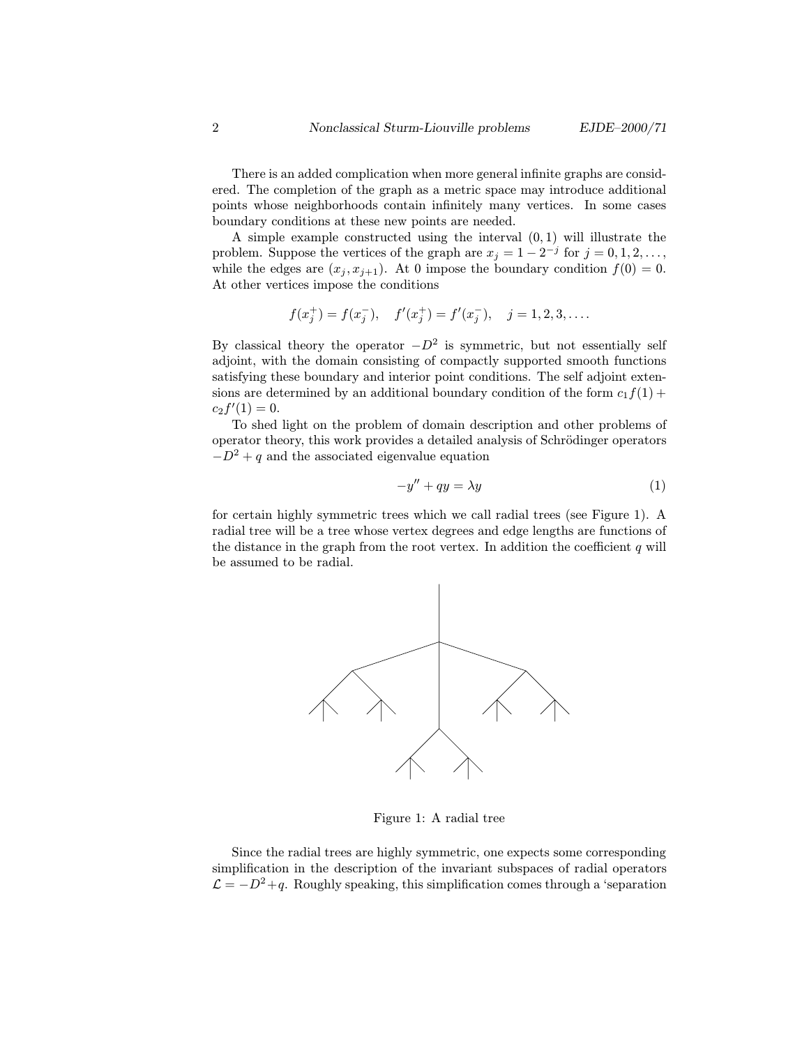There is an added complication when more general infinite graphs are considered. The completion of the graph as a metric space may introduce additional points whose neighborhoods contain infinitely many vertices. In some cases boundary conditions at these new points are needed.

A simple example constructed using the interval $(0,1)$ will illustrate the problem. Suppose the vertices of the graph are $x_j = 1 - 2^{-j}$ for $j = 0, 1, 2, \dots$, while the edges are $(x_j, x_{j+1})$. At 0 impose the boundary condition $f(0) = 0$. At other vertices impose the conditions

$$f(x_j^+) = f(x_j^-), \quad f'(x_j^+) = f'(x_j^-), \quad j = 1, 2, 3, \dots .$$

By classical theory the operator $-D^2$ is symmetric, but not essentially self adjoint, with the domain consisting of compactly supported smooth functions satisfying these boundary and interior point conditions. The self adjoint extensions are determined by an additional boundary condition of the form $c_1 f(1) + c_2 f'(1) = 0$.

To shed light on the problem of domain description and other problems of operator theory, this work provides a detailed analysis of Schrödinger operators $-D^2 + q$ and the associated eigenvalue equation

$$-y'' + qy = \lambda y \tag{1}$$

for certain highly symmetric trees which we call radial trees (see Figure 1). A radial tree will be a tree whose vertex degrees and edge lengths are functions of the distance in the graph from the root vertex. In addition the coefficient $q$ will be assumed to be radial.

Figure 1: A radial tree

Since the radial trees are highly symmetric, one expects some corresponding simplification in the description of the invariant subspaces of radial operators $\mathcal{L} = -D^2 + q$. Roughly speaking, this simplification comes through a 'separation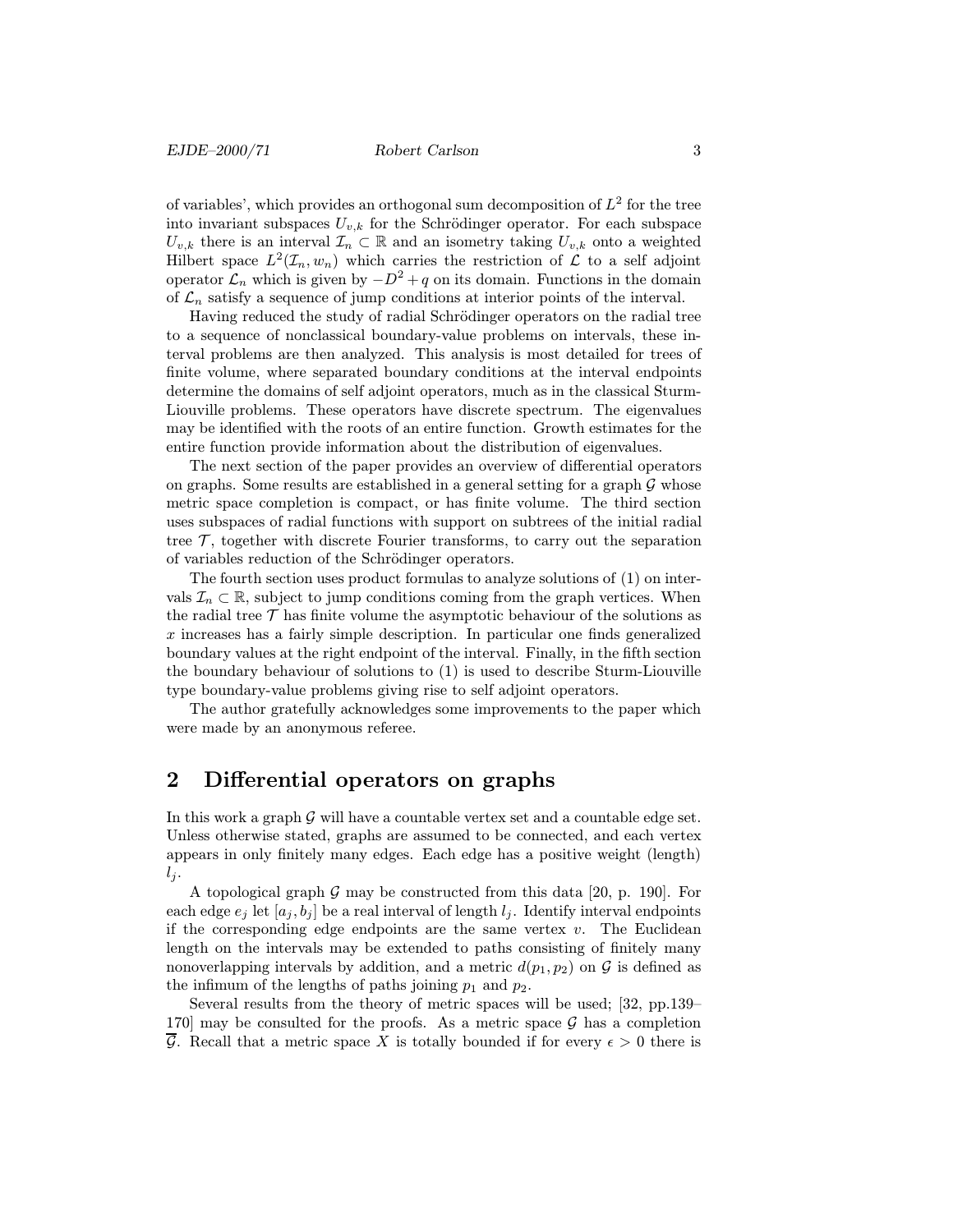of variables', which provides an orthogonal sum decomposition of $L^2$ for the tree into invariant subspaces $U_{v,k}$ for the Schrödinger operator. For each subspace $U_{v,k}$ there is an interval $\mathcal{I}_n \subset \mathbb{R}$ and an isometry taking $U_{v,k}$ onto a weighted Hilbert space $L^2(\mathcal{I}_n, w_n)$ which carries the restriction of $\mathcal{L}$ to a self adjoint operator $\mathcal{L}_n$ which is given by $-D^2 + q$ on its domain. Functions in the domain of $\mathcal{L}_n$ satisfy a sequence of jump conditions at interior points of the interval.

Having reduced the study of radial Schrödinger operators on the radial tree to a sequence of nonclassical boundary-value problems on intervals, these interval problems are then analyzed. This analysis is most detailed for trees of finite volume, where separated boundary conditions at the interval endpoints determine the domains of self adjoint operators, much as in the classical Sturm-Liouville problems. These operators have discrete spectrum. The eigenvalues may be identified with the roots of an entire function. Growth estimates for the entire function provide information about the distribution of eigenvalues.

The next section of the paper provides an overview of differential operators on graphs. Some results are established in a general setting for a graph $\mathcal{G}$ whose metric space completion is compact, or has finite volume. The third section uses subspaces of radial functions with support on subtrees of the initial radial tree $\mathcal{T}$, together with discrete Fourier transforms, to carry out the separation of variables reduction of the Schrödinger operators.

The fourth section uses product formulas to analyze solutions of (1) on intervals $\mathcal{I}_n \subset \mathbb{R}$, subject to jump conditions coming from the graph vertices. When the radial tree $\mathcal{T}$ has finite volume the asymptotic behaviour of the solutions as $x$ increases has a fairly simple description. In particular one finds generalized boundary values at the right endpoint of the interval. Finally, in the fifth section the boundary behaviour of solutions to (1) is used to describe Sturm-Liouville type boundary-value problems giving rise to self adjoint operators.

The author gratefully acknowledges some improvements to the paper which were made by an anonymous referee.

## 2 Differential operators on graphs

In this work a graph $\mathcal{G}$ will have a countable vertex set and a countable edge set. Unless otherwise stated, graphs are assumed to be connected, and each vertex appears in only finitely many edges. Each edge has a positive weight (length) $l_j$.

A topological graph $\mathcal{G}$ may be constructed from this data [20, p. 190]. For each edge $e_j$ let $[a_j, b_j]$ be a real interval of length $l_j$. Identify interval endpoints if the corresponding edge endpoints are the same vertex $v$. The Euclidean length on the intervals may be extended to paths consisting of finitely many nonoverlapping intervals by addition, and a metric $d(p_1, p_2)$ on $\mathcal{G}$ is defined as the infimum of the lengths of paths joining $p_1$ and $p_2$.

Several results from the theory of metric spaces will be used; [32, pp.139–170] may be consulted for the proofs. As a metric space $\mathcal{G}$ has a completion $\overline{\mathcal{G}}$. Recall that a metric space $X$ is totally bounded if for every $\epsilon > 0$ there is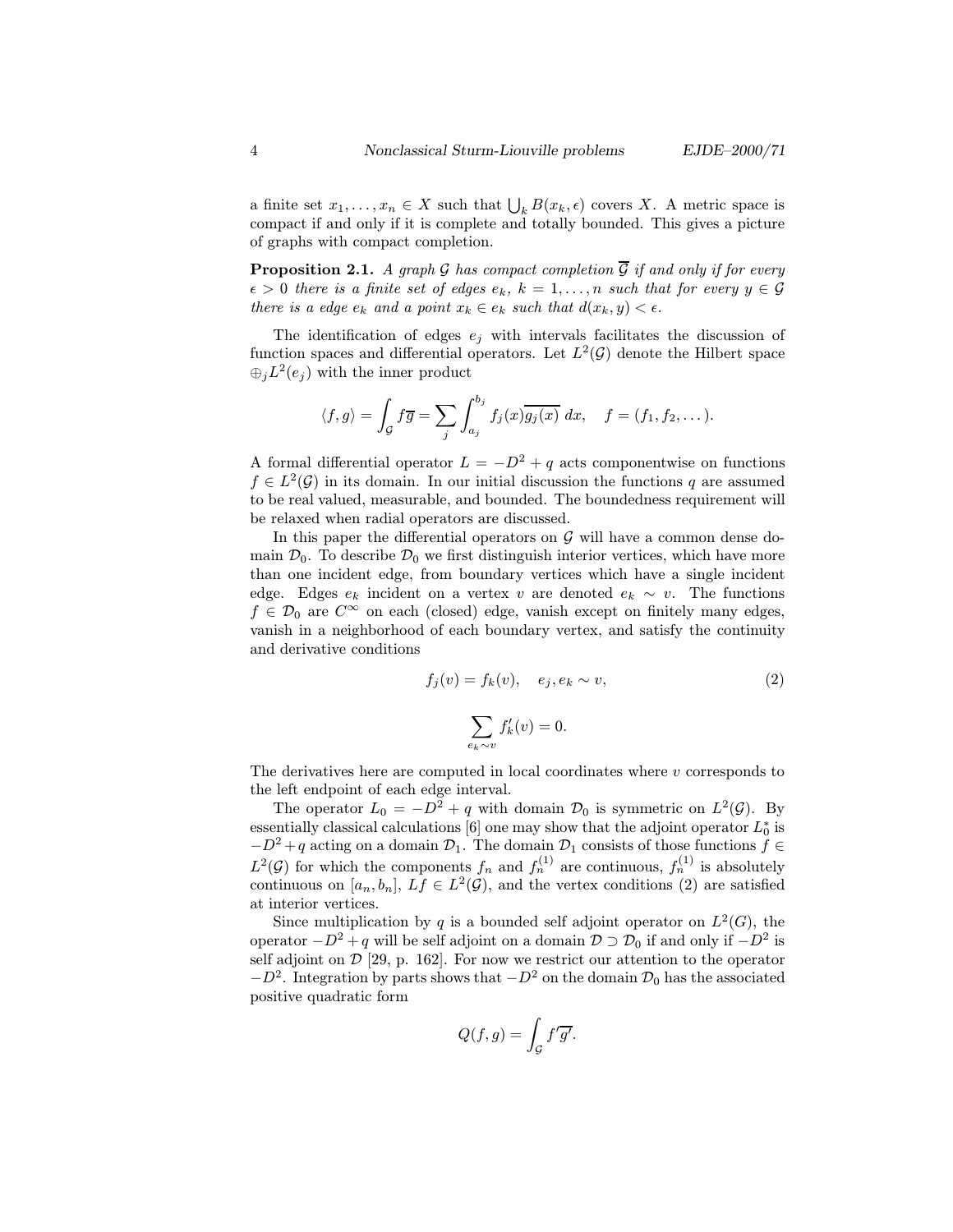a finite set $x_1, \dots, x_n \in X$ such that $\bigcup_k B(x_k, \epsilon)$ covers $X$. A metric space is compact if and only if it is complete and totally bounded. This gives a picture of graphs with compact completion.

**Proposition 2.1.** *A graph $\mathcal{G}$ has compact completion $\overline{\mathcal{G}}$ if and only if for every $\epsilon > 0$ there is a finite set of edges $e_k$, $k = 1, \dots, n$ such that for every $y \in \mathcal{G}$ there is an edge $e_k$ and a point $x_k \in e_k$ such that $d(x_k, y) < \epsilon$.*

The identification of edges $e_j$ with intervals facilitates the discussion of function spaces and differential operators. Let $L^2(\mathcal{G})$ denote the Hilbert space $\oplus_j L^2(e_j)$ with the inner product

$$\langle f, g \rangle = \int_{\mathcal{G}} f\overline{g} = \sum_j \int_{a_j}^{b_j} f_j(x)\overline{g_j(x)}\, dx, \quad f = (f_1, f_2, \dots).$$

A formal differential operator $L = -D^2 + q$ acts componentwise on functions $f \in L^2(\mathcal{G})$ in its domain. In our initial discussion the functions $q$ are assumed to be real valued, measurable, and bounded. The boundedness requirement will be relaxed when radial operators are discussed.

In this paper the differential operators on $\mathcal{G}$ will have a common dense domain $\mathcal{D}_0$. To describe $\mathcal{D}_0$ we first distinguish interior vertices, which have more than one incident edge, from boundary vertices which have a single incident edge. Edges $e_k$ incident on a vertex $v$ are denoted $e_k \sim v$. The functions $f \in \mathcal{D}_0$ are $C^\infty$ on each (closed) edge, vanish except on finitely many edges, vanish in a neighborhood of each boundary vertex, and satisfy the continuity and derivative conditions

$$f_j(v) = f_k(v), \quad e_j, e_k \sim v, \tag{2}$$

$$\sum_{e_k \sim v} f_k'(v) = 0.$$

The derivatives here are computed in local coordinates where $v$ corresponds to the left endpoint of each edge interval.

The operator $L_0 = -D^2 + q$ with domain $\mathcal{D}_0$ is symmetric on $L^2(\mathcal{G})$. By essentially classical calculations [6] one may show that the adjoint operator $L_0^*$ is $-D^2 + q$ acting on a domain $\mathcal{D}_1$. The domain $\mathcal{D}_1$ consists of those functions $f \in L^2(\mathcal{G})$ for which the components $f_n$ and $f_n^{(1)}$ are continuous, $f_n^{(1)}$ is absolutely continuous on $[a_n, b_n]$, $Lf \in L^2(\mathcal{G})$, and the vertex conditions (2) are satisfied at interior vertices.

Since multiplication by $q$ is a bounded self adjoint operator on $L^2(G)$, the operator $-D^2 + q$ will be self adjoint on a domain $\mathcal{D} \supset \mathcal{D}_0$ if and only if $-D^2$ is self adjoint on $\mathcal{D}$ [29, p. 162]. For now we restrict our attention to the operator $-D^2$. Integration by parts shows that $-D^2$ on the domain $\mathcal{D}_0$ has the associated positive quadratic form

$$Q(f, g) = \int_{\mathcal{G}} f'\overline{g'}.$$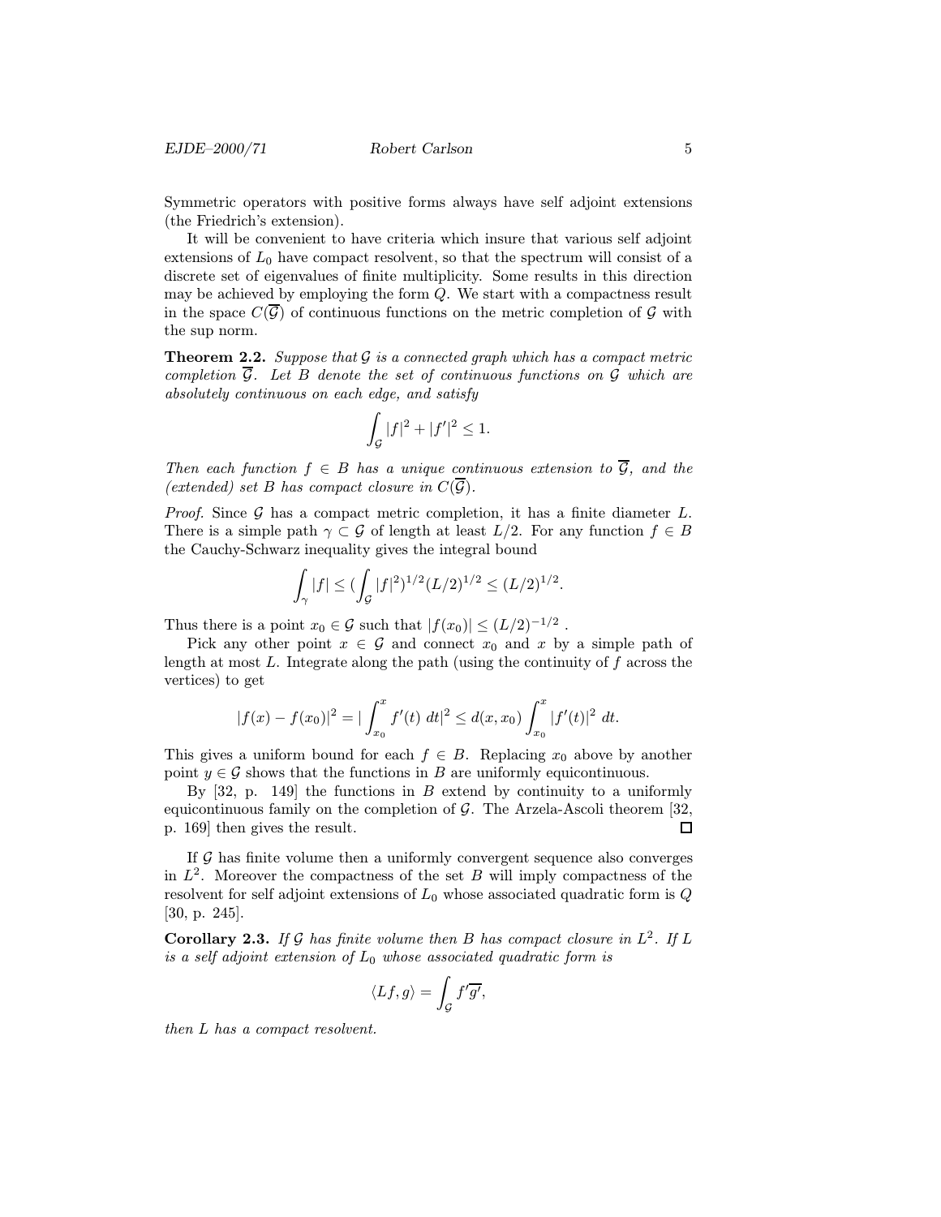Symmetric operators with positive forms always have self adjoint extensions (the Friedrich's extension).

It will be convenient to have criteria which insure that various self adjoint extensions of $L_0$ have compact resolvent, so that the spectrum will consist of a discrete set of eigenvalues of finite multiplicity. Some results in this direction may be achieved by employing the form $Q$. We start with a compactness result in the space $C(\overline{\mathcal{G}})$ of continuous functions on the metric completion of $\mathcal{G}$ with the sup norm.

**Theorem 2.2.** *Suppose that $\mathcal{G}$ is a connected graph which has a compact metric completion $\overline{\mathcal{G}}$. Let $B$ denote the set of continuous functions on $\mathcal{G}$ which are absolutely continuous on each edge, and satisfy*

$$\int_{\mathcal{G}} |f|^2 + |f'|^2 \le 1.$$

*Then each function $f \in B$ has a unique continuous extension to $\overline{\mathcal{G}}$, and the (extended) set $B$ has compact closure in $C(\overline{\mathcal{G}})$.*

*Proof.* Since $\mathcal{G}$ has a compact metric completion, it has a finite diameter $L$. There is a simple path $\gamma \subset \mathcal{G}$ of length at least $L/2$. For any function $f \in B$ the Cauchy-Schwarz inequality gives the integral bound

$$\int_{\gamma} |f| \le (\int_{\mathcal{G}} |f|^2)^{1/2} (L/2)^{1/2} \le (L/2)^{1/2}.$$

Thus there is a point $x_0 \in \mathcal{G}$ such that $|f(x_0)| \le (L/2)^{-1/2}$ .

Pick any other point $x \in \mathcal{G}$ and connect $x_0$ and $x$ by a simple path of length at most $L$. Integrate along the path (using the continuity of $f$ across the vertices) to get

$$|f(x) - f(x_0)|^2 = |\int_{x_0}^{x} f'(t)\ dt|^2 \le d(x, x_0) \int_{x_0}^{x} |f'(t)|^2\ dt.$$

This gives a uniform bound for each $f \in B$. Replacing $x_0$ above by another point $y \in \mathcal{G}$ shows that the functions in $B$ are uniformly equicontinuous.

By [32, p. 149] the functions in $B$ extend by continuity to a uniformly equicontinuous family on the completion of $\mathcal{G}$. The Arzela-Ascoli theorem [32, p. 169] then gives the result. $\square$

If $\mathcal{G}$ has finite volume then a uniformly convergent sequence also converges in $L^2$. Moreover the compactness of the set $B$ will imply compactness of the resolvent for self adjoint extensions of $L_0$ whose associated quadratic form is $Q$ [30, p. 245].

**Corollary 2.3.** *If $\mathcal{G}$ has finite volume then $B$ has compact closure in $L^2$. If $L$ is a self adjoint extension of $L_0$ whose associated quadratic form is*

$$\langle Lf, g \rangle = \int_{\mathcal{G}} f' \overline{g'},$$

*then $L$ has a compact resolvent.*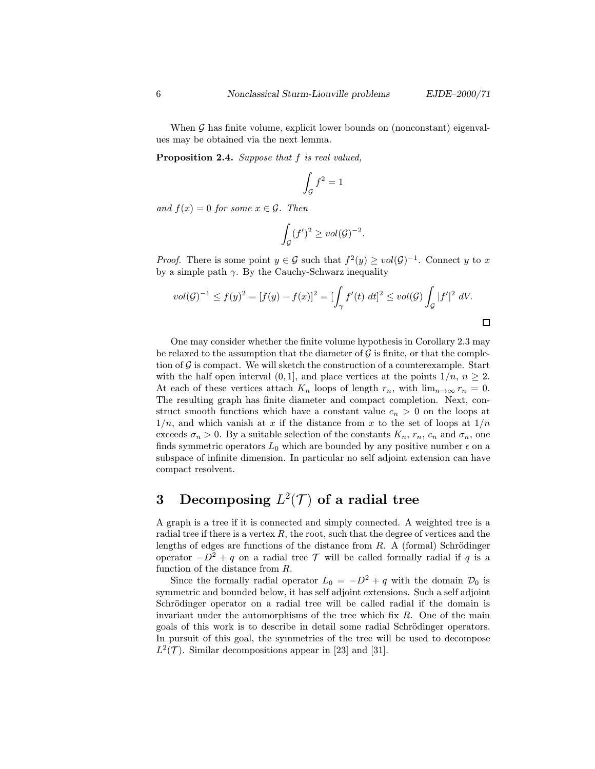When $\mathcal{G}$ has finite volume, explicit lower bounds on (nonconstant) eigenvalues may be obtained via the next lemma.

**Proposition 2.4.** *Suppose that $f$ is real valued,*

$$\int_{\mathcal{G}} f^2 = 1$$

*and $f(x) = 0$ for some $x \in \mathcal{G}$. Then*

$$\int_{\mathcal{G}} (f')^2 \geq vol(\mathcal{G})^{-2}.$$

*Proof.* There is some point $y \in \mathcal{G}$ such that $f^2(y) \geq vol(\mathcal{G})^{-1}$. Connect $y$ to $x$ by a simple path $\gamma$. By the Cauchy-Schwarz inequality

$$vol(\mathcal{G})^{-1} \leq f(y)^2 = [f(y) - f(x)]^2 = [\int_{\gamma} f'(t)\ dt]^2 \leq vol(\mathcal{G}) \int_{\mathcal{G}} |f'|^2\ dV.$$

□

One may consider whether the finite volume hypothesis in Corollary 2.3 may be relaxed to the assumption that the diameter of $\mathcal{G}$ is finite, or that the completion of $\mathcal{G}$ is compact. We will sketch the construction of a counterexample. Start with the half open interval $(0, 1]$, and place vertices at the points $1/n$, $n \geq 2$. At each of these vertices attach $K_n$ loops of length $r_n$, with $\lim_{n\to\infty} r_n = 0$. The resulting graph has finite diameter and compact completion. Next, construct smooth functions which have a constant value $c_n > 0$ on the loops at $1/n$, and which vanish at $x$ if the distance from $x$ to the set of loops at $1/n$ exceeds $\sigma_n > 0$. By a suitable selection of the constants $K_n$, $r_n$, $c_n$ and $\sigma_n$, one finds symmetric operators $L_0$ which are bounded by any positive number $\epsilon$ on a subspace of infinite dimension. In particular no self adjoint extension can have compact resolvent.

# 3 Decomposing $L^2(\mathcal{T})$ of a radial tree

A graph is a tree if it is connected and simply connected. A weighted tree is a radial tree if there is a vertex $R$, the root, such that the degree of vertices and the lengths of edges are functions of the distance from $R$. A (formal) Schrödinger operator $-D^2 + q$ on a radial tree $\mathcal{T}$ will be called formally radial if $q$ is a function of the distance from $R$.

Since the formally radial operator $L_0 = -D^2 + q$ with the domain $\mathcal{D}_0$ is symmetric and bounded below, it has self adjoint extensions. Such a self adjoint Schrödinger operator on a radial tree will be called radial if the domain is invariant under the automorphisms of the tree which fix $R$. One of the main goals of this work is to describe in detail some radial Schrödinger operators. In pursuit of this goal, the symmetries of the tree will be used to decompose $L^2(\mathcal{T})$. Similar decompositions appear in [23] and [31].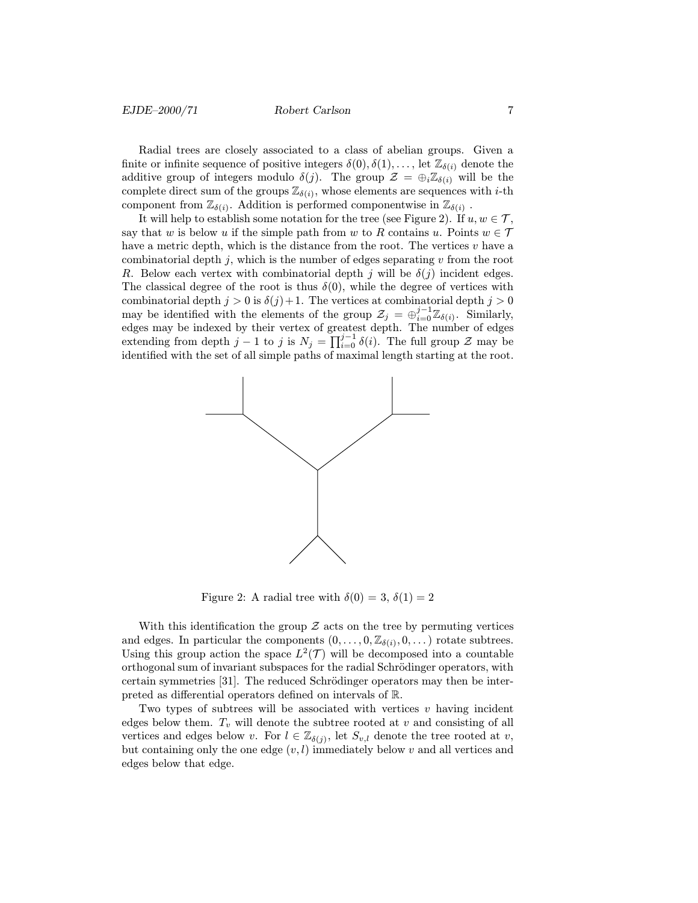Radial trees are closely associated to a class of abelian groups. Given a finite or infinite sequence of positive integers $\delta(0), \delta(1), \dots$, let $\mathbb{Z}_{\delta(i)}$ denote the additive group of integers modulo $\delta(j)$. The group $\mathcal{Z} = \oplus_i \mathbb{Z}_{\delta(i)}$ will be the complete direct sum of the groups $\mathbb{Z}_{\delta(i)}$, whose elements are sequences with $i$-th component from $\mathbb{Z}_{\delta(i)}$. Addition is performed componentwise in $\mathbb{Z}_{\delta(i)}$ .

It will help to establish some notation for the tree (see Figure 2). If $u, w \in \mathcal{T}$, say that $w$ is below $u$ if the simple path from $w$ to $R$ contains $u$. Points $w \in \mathcal{T}$ have a metric depth, which is the distance from the root. The vertices $v$ have a combinatorial depth $j$, which is the number of edges separating $v$ from the root $R$. Below each vertex with combinatorial depth $j$ will be $\delta(j)$ incident edges. The classical degree of the root is thus $\delta(0)$, while the degree of vertices with combinatorial depth $j > 0$ is $\delta(j)+1$. The vertices at combinatorial depth $j > 0$ may be identified with the elements of the group $\mathcal{Z}_j = \oplus_{i=0}^{j-1} \mathbb{Z}_{\delta(i)}$. Similarly, edges may be indexed by their vertex of greatest depth. The number of edges extending from depth $j-1$ to $j$ is $N_j = \prod_{i=0}^{j-1} \delta(i)$. The full group $\mathcal{Z}$ may be identified with the set of all simple paths of maximal length starting at the root.

Figure 2: A radial tree with $\delta(0) = 3$, $\delta(1) = 2$

With this identification the group $\mathcal{Z}$ acts on the tree by permuting vertices and edges. In particular the components $(0, \dots, 0, \mathbb{Z}_{\delta(i)}, 0, \dots)$ rotate subtrees. Using this group action the space $L^2(\mathcal{T})$ will be decomposed into a countable orthogonal sum of invariant subspaces for the radial Schrödinger operators, with certain symmetries [31]. The reduced Schrödinger operators may then be interpreted as differential operators defined on intervals of $\mathbb{R}$.

Two types of subtrees will be associated with vertices $v$ having incident edges below them. $T_v$ will denote the subtree rooted at $v$ and consisting of all vertices and edges below $v$. For $l \in \mathbb{Z}_{\delta(j)}$, let $S_{v,l}$ denote the tree rooted at $v$, but containing only the one edge $(v, l)$ immediately below $v$ and all vertices and edges below that edge.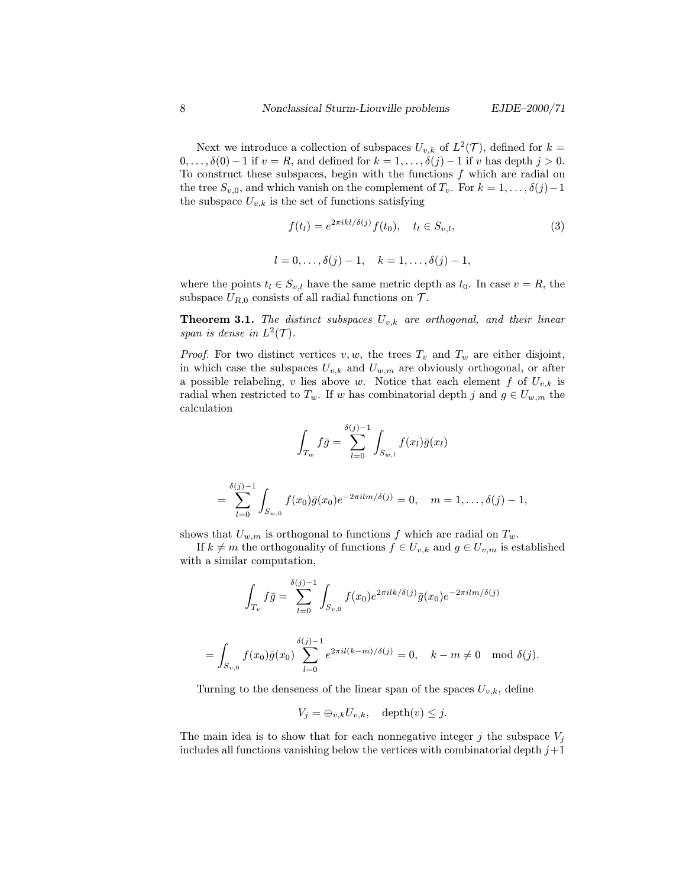Next we introduce a collection of subspaces $U_{v,k}$ of $L^2(\mathcal{T})$, defined for $k = 0, \dots, \delta(0)-1$ if $v = R$, and defined for $k = 1, \dots, \delta(j)-1$ if $v$ has depth $j > 0$. To construct these subspaces, begin with the functions $f$ which are radial on the tree $S_{v,0}$, and which vanish on the complement of $T_v$. For $k = 1, \dots, \delta(j)-1$ the subspace $U_{v,k}$ is the set of functions satisfying

$$f(t_l) = e^{2\pi ikl/\delta(j)} f(t_0), \quad t_l \in S_{v,l}, \tag{3}$$

$$l = 0, \dots, \delta(j)-1, \quad k = 1, \dots, \delta(j)-1,$$

where the points $t_l \in S_{v,l}$ have the same metric depth as $t_0$. In case $v = R$, the subspace $U_{R,0}$ consists of all radial functions on $\mathcal{T}$.

**Theorem 3.1.** *The distinct subspaces $U_{v,k}$ are orthogonal, and their linear span is dense in $L^2(\mathcal{T})$.*

*Proof.* For two distinct vertices $v, w$, the trees $T_v$ and $T_w$ are either disjoint, in which case the subspaces $U_{v,k}$ and $U_{w,m}$ are obviously orthogonal, or after a possible relabeling, $v$ lies above $w$. Notice that each element $f$ of $U_{v,k}$ is radial when restricted to $T_w$. If $w$ has combinatorial depth $j$ and $g \in U_{w,m}$ the calculation

$$\int_{T_w} f\bar{g} = \sum_{l=0}^{\delta(j)-1} \int_{S_{w,l}} f(x_l)\bar{g}(x_l)$$

$$= \sum_{l=0}^{\delta(j)-1} \int_{S_{w,0}} f(x_0)\bar{g}(x_0) e^{-2\pi ilm/\delta(j)} = 0, \quad m = 1, \dots, \delta(j)-1,$$

shows that $U_{w,m}$ is orthogonal to functions $f$ which are radial on $T_w$.

If $k \ne m$ the orthogonality of functions $f \in U_{v,k}$ and $g \in U_{v,m}$ is established with a similar computation,

$$\int_{T_v} f\bar{g} = \sum_{l=0}^{\delta(j)-1} \int_{S_{v,0}} f(x_0) e^{2\pi ilk/\delta(j)} \bar{g}(x_0) e^{-2\pi ilm/\delta(j)}$$

$$= \int_{S_{v,0}} f(x_0)\bar{g}(x_0) \sum_{l=0}^{\delta(j)-1} e^{2\pi il(k-m)/\delta(j)} = 0, \quad k - m \ne 0 \mod \delta(j).$$

Turning to the denseness of the linear span of the spaces $U_{v,k}$, define

$$V_j = \oplus_{v,k} U_{v,k}, \quad \text{depth}(v) \le j.$$

The main idea is to show that for each nonnegative integer $j$ the subspace $V_j$ includes all functions vanishing below the vertices with combinatorial depth $j+1$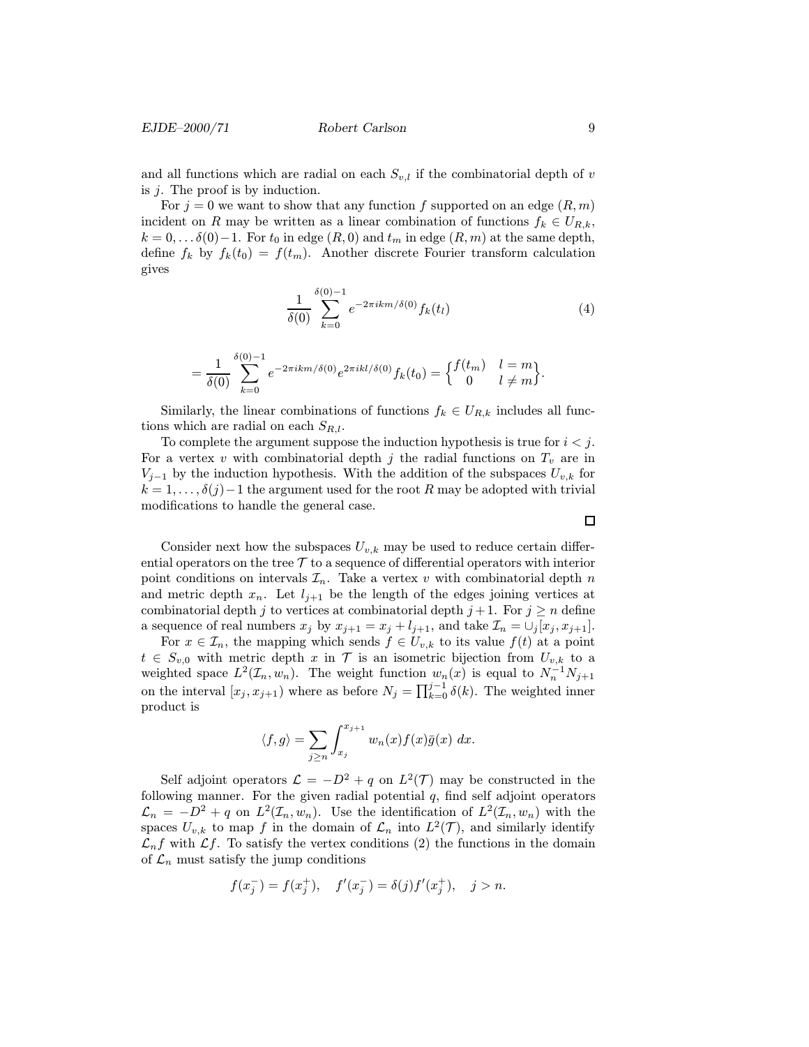and all functions which are radial on each $S_{v,l}$ if the combinatorial depth of $v$ is $j$. The proof is by induction.

For $j = 0$ we want to show that any function $f$ supported on an edge $(R, m)$ incident on $R$ may be written as a linear combination of functions $f_k \in U_{R,k}$, $k = 0, \ldots \delta(0)-1$. For $t_0$ in edge $(R, 0)$ and $t_m$ in edge $(R, m)$ at the same depth, define $f_k$ by $f_k(t_0) = f(t_m)$. Another discrete Fourier transform calculation gives

$$\frac{1}{\delta(0)} \sum_{k=0}^{\delta(0)-1} e^{-2\pi ikm/\delta(0)} f_k(t_l) \tag{4}$$

$$= \frac{1}{\delta(0)} \sum_{k=0}^{\delta(0)-1} e^{-2\pi ikm/\delta(0)} e^{2\pi ikl/\delta(0)} f_k(t_0) = \begin{Bmatrix} f(t_m) & l = m \\ 0 & l \neq m \end{Bmatrix}.$$

Similarly, the linear combinations of functions $f_k \in U_{R,k}$ includes all functions which are radial on each $S_{R,l}$.

To complete the argument suppose the induction hypothesis is true for $i < j$. For a vertex $v$ with combinatorial depth $j$ the radial functions on $T_v$ are in $V_{j-1}$ by the induction hypothesis. With the addition of the subspaces $U_{v,k}$ for $k = 1, \ldots, \delta(j)-1$ the argument used for the root $R$ may be adopted with trivial modifications to handle the general case.

$\square$

Consider next how the subspaces $U_{v,k}$ may be used to reduce certain differential operators on the tree $\mathcal{T}$ to a sequence of differential operators with interior point conditions on intervals $\mathcal{I}_n$. Take a vertex $v$ with combinatorial depth $n$ and metric depth $x_n$. Let $l_{j+1}$ be the length of the edges joining vertices at combinatorial depth $j$ to vertices at combinatorial depth $j+1$. For $j \geq n$ define a sequence of real numbers $x_j$ by $x_{j+1} = x_j + l_{j+1}$, and take $\mathcal{I}_n = \cup_j [x_j, x_{j+1}]$.

For $x \in \mathcal{I}_n$, the mapping which sends $f \in U_{v,k}$ to its value $f(t)$ at a point $t \in S_{v,0}$ with metric depth $x$ in $\mathcal{T}$ is an isometric bijection from $U_{v,k}$ to a weighted space $L^2(\mathcal{I}_n, w_n)$. The weight function $w_n(x)$ is equal to $N_n^{-1} N_{j+1}$ on the interval $[x_j, x_{j+1})$ where as before $N_j = \prod_{k=0}^{j-1} \delta(k)$. The weighted inner product is

$$\langle f, g \rangle = \sum_{j \geq n} \int_{x_j}^{x_{j+1}} w_n(x) f(x) \bar{g}(x) \; dx.$$

Self adjoint operators $\mathcal{L} = -D^2 + q$ on $L^2(\mathcal{T})$ may be constructed in the following manner. For the given radial potential $q$, find self adjoint operators $\mathcal{L}_n = -D^2 + q$ on $L^2(\mathcal{I}_n, w_n)$. Use the identification of $L^2(\mathcal{I}_n, w_n)$ with the spaces $U_{v,k}$ to map $f$ in the domain of $\mathcal{L}_n$ into $L^2(\mathcal{T})$, and similarly identify $\mathcal{L}_n f$ with $\mathcal{L} f$. To satisfy the vertex conditions (2) the functions in the domain of $\mathcal{L}_n$ must satisfy the jump conditions

$$f(x_j^-) = f(x_j^+), \quad f'(x_j^-) = \delta(j) f'(x_j^+), \quad j > n.$$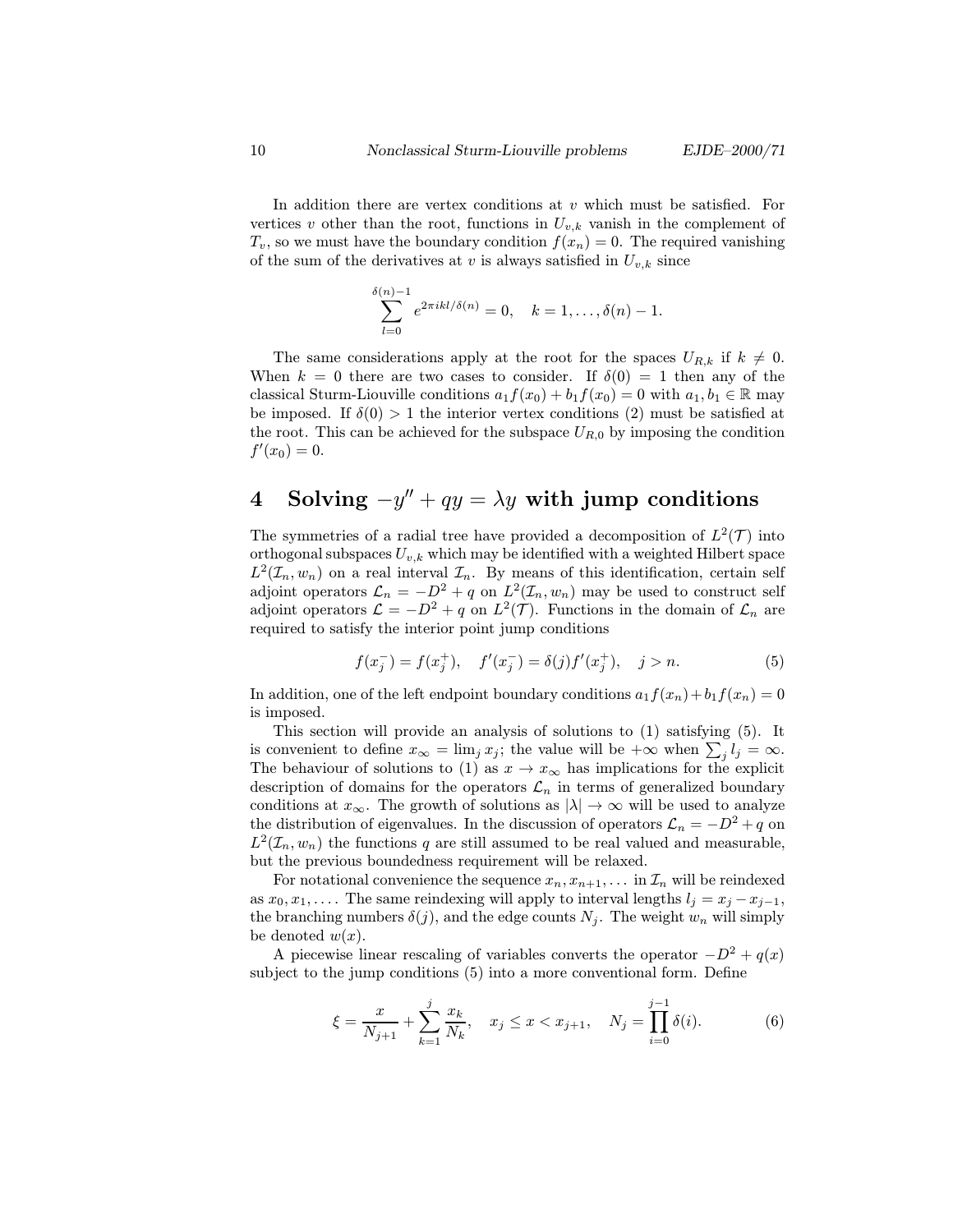In addition there are vertex conditions at $v$ which must be satisfied. For vertices $v$ other than the root, functions in $U_{v,k}$ vanish in the complement of $T_v$, so we must have the boundary condition $f(x_n) = 0$. The required vanishing of the sum of the derivatives at $v$ is always satisfied in $U_{v,k}$ since

$$\sum_{l=0}^{\delta(n)-1} e^{2\pi ikl/\delta(n)} = 0, \quad k = 1, \ldots, \delta(n) - 1.$$

The same considerations apply at the root for the spaces $U_{R,k}$ if $k \neq 0$. When $k = 0$ there are two cases to consider. If $\delta(0) = 1$ then any of the classical Sturm-Liouville conditions $a_1 f(x_0) + b_1 f(x_0) = 0$ with $a_1, b_1 \in \mathbb{R}$ may be imposed. If $\delta(0) > 1$ the interior vertex conditions (2) must be satisfied at the root. This can be achieved for the subspace $U_{R,0}$ by imposing the condition $f'(x_0) = 0$.

# 4 Solving $-y'' + qy = \lambda y$ with jump conditions

The symmetries of a radial tree have provided a decomposition of $L^2(\mathcal{T})$ into orthogonal subspaces $U_{v,k}$ which may be identified with a weighted Hilbert space $L^2(\mathcal{I}_n, w_n)$ on a real interval $\mathcal{I}_n$. By means of this identification, certain self adjoint operators $\mathcal{L}_n = -D^2 + q$ on $L^2(\mathcal{I}_n, w_n)$ may be used to construct self adjoint operators $\mathcal{L} = -D^2 + q$ on $L^2(\mathcal{T})$. Functions in the domain of $\mathcal{L}_n$ are required to satisfy the interior point jump conditions

$$f(x_j^-) = f(x_j^+), \quad f'(x_j^-) = \delta(j) f'(x_j^+), \quad j > n. \tag{5}$$

In addition, one of the left endpoint boundary conditions $a_1 f(x_n) + b_1 f(x_n) = 0$ is imposed.

This section will provide an analysis of solutions to (1) satisfying (5). It is convenient to define $x_\infty = \lim_j x_j$; the value will be $+\infty$ when $\sum_j l_j = \infty$. The behaviour of solutions to (1) as $x \to x_\infty$ has implications for the explicit description of domains for the operators $\mathcal{L}_n$ in terms of generalized boundary conditions at $x_\infty$. The growth of solutions as $|\lambda| \to \infty$ will be used to analyze the distribution of eigenvalues. In the discussion of operators $\mathcal{L}_n = -D^2 + q$ on $L^2(\mathcal{I}_n, w_n)$ the functions $q$ are still assumed to be real valued and measurable, but the previous boundedness requirement will be relaxed.

For notational convenience the sequence $x_n, x_{n+1}, \ldots$ in $\mathcal{I}_n$ will be reindexed as $x_0, x_1, \ldots$. The same reindexing will apply to interval lengths $l_j = x_j - x_{j-1}$, the branching numbers $\delta(j)$, and the edge counts $N_j$. The weight $w_n$ will simply be denoted $w(x)$.

A piecewise linear rescaling of variables converts the operator $-D^2 + q(x)$ subject to the jump conditions (5) into a more conventional form. Define

$$\xi = \frac{x}{N_{j+1}} + \sum_{k=1}^{j} \frac{x_k}{N_k}, \quad x_j \le x < x_{j+1}, \quad N_j = \prod_{i=0}^{j-1} \delta(i). \tag{6}$$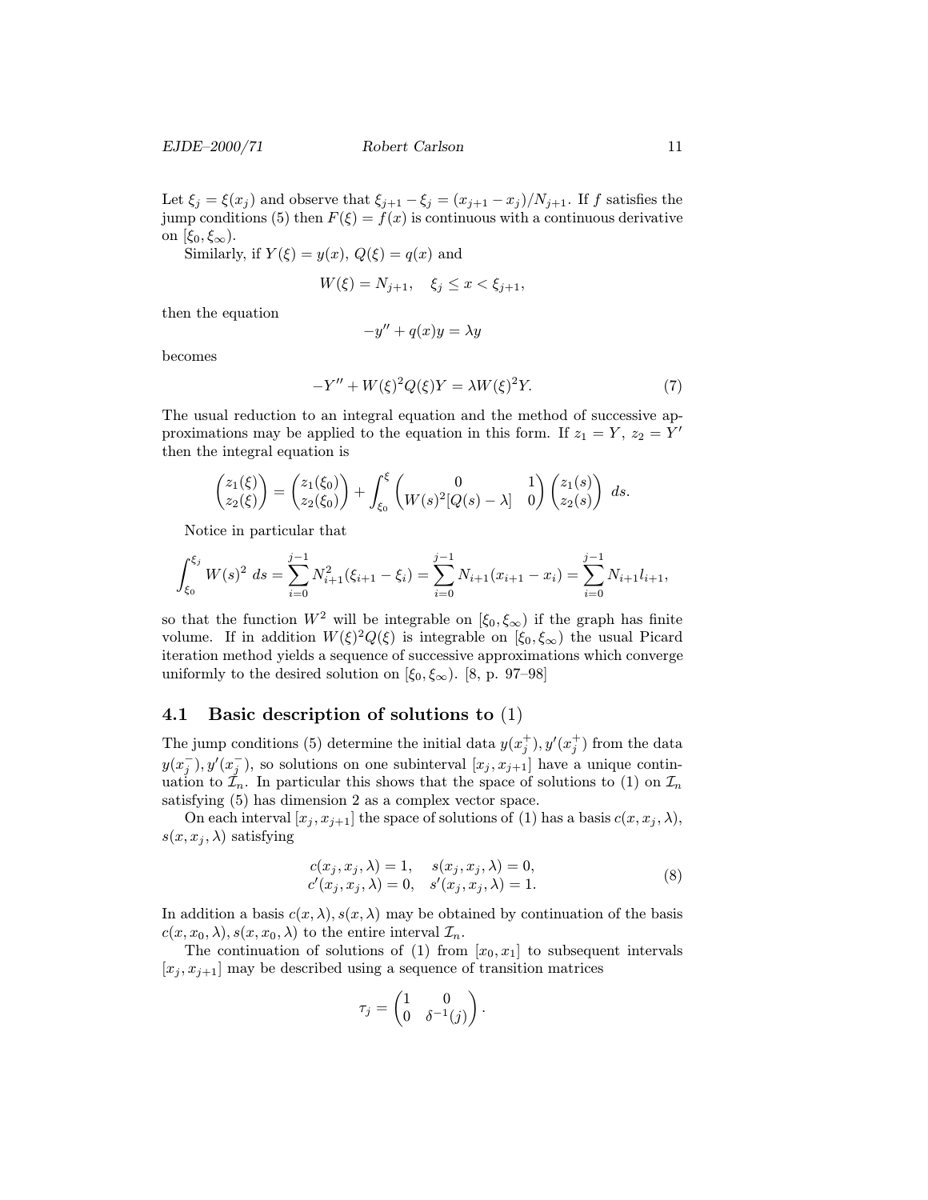Let $\xi_j = \xi(x_j)$ and observe that $\xi_{j+1} - \xi_j = (x_{j+1} - x_j)/N_{j+1}$. If $f$ satisfies the jump conditions (5) then $F(\xi) = f(x)$ is continuous with a continuous derivative on $[\xi_0, \xi_\infty)$.

Similarly, if $Y(\xi) = y(x)$, $Q(\xi) = q(x)$ and

$$W(\xi) = N_{j+1}, \quad \xi_j \le x < \xi_{j+1},$$

then the equation

$$-y'' + q(x)y = \lambda y$$

becomes

$$-Y'' + W(\xi)^2 Q(\xi) Y = \lambda W(\xi)^2 Y. \tag{7}$$

The usual reduction to an integral equation and the method of successive approximations may be applied to the equation in this form. If $z_1 = Y$, $z_2 = Y'$ then the integral equation is

$$\begin{pmatrix} z_1(\xi) \\ z_2(\xi) \end{pmatrix} = \begin{pmatrix} z_1(\xi_0) \\ z_2(\xi_0) \end{pmatrix} + \int_{\xi_0}^{\xi} \begin{pmatrix} 0 & 1 \\ W(s)^2[Q(s) - \lambda] & 0 \end{pmatrix} \begin{pmatrix} z_1(s) \\ z_2(s) \end{pmatrix} \, ds.$$

Notice in particular that

$$\int_{\xi_0}^{\xi_j} W(s)^2 \, ds = \sum_{i=0}^{j-1} N_{i+1}^2 (\xi_{i+1} - \xi_i) = \sum_{i=0}^{j-1} N_{i+1}(x_{i+1} - x_i) = \sum_{i=0}^{j-1} N_{i+1} l_{i+1},$$

so that the function $W^2$ will be integrable on $[\xi_0, \xi_\infty)$ if the graph has finite volume. If in addition $W(\xi)^2 Q(\xi)$ is integrable on $[\xi_0, \xi_\infty)$ the usual Picard iteration method yields a sequence of successive approximations which converge uniformly to the desired solution on $[\xi_0, \xi_\infty)$. [8, p. 97–98]

## 4.1 Basic description of solutions to (1)

The jump conditions (5) determine the initial data $y(x_j^+), y'(x_j^+)$ from the data $y(x_j^-), y'(x_j^-)$, so solutions on one subinterval $[x_j, x_{j+1}]$ have a unique continuation to $\mathcal{I}_n$. In particular this shows that the space of solutions to (1) on $\mathcal{I}_n$ satisfying (5) has dimension 2 as a complex vector space.

On each interval $[x_j, x_{j+1}]$ the space of solutions of (1) has a basis $c(x, x_j, \lambda)$, $s(x, x_j, \lambda)$ satisfying

$$\begin{aligned} c(x_j, x_j, \lambda) &= 1, \quad s(x_j, x_j, \lambda) = 0, \\ c'(x_j, x_j, \lambda) &= 0, \quad s'(x_j, x_j, \lambda) = 1. \end{aligned} \tag{8}$$

In addition a basis $c(x, \lambda), s(x, \lambda)$ may be obtained by continuation of the basis $c(x, x_0, \lambda), s(x, x_0, \lambda)$ to the entire interval $\mathcal{I}_n$.

The continuation of solutions of (1) from $[x_0, x_1]$ to subsequent intervals $[x_j, x_{j+1}]$ may be described using a sequence of transition matrices

$$\tau_j = \begin{pmatrix} 1 & 0 \\ 0 & \delta^{-1}(j) \end{pmatrix}.$$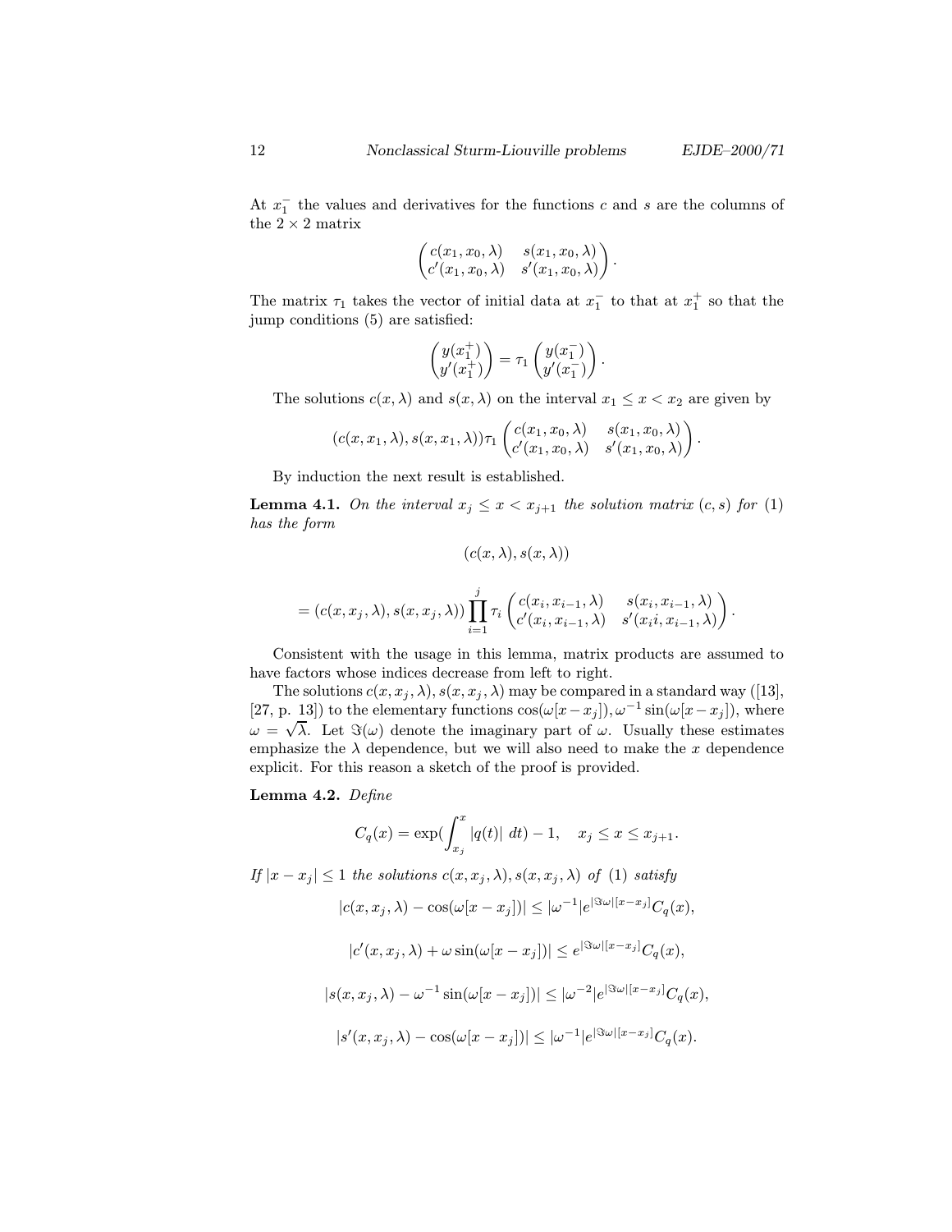At $x_1^-$ the values and derivatives for the functions $c$ and $s$ are the columns of the $2 \times 2$ matrix

$$\begin{pmatrix} c(x_1, x_0, \lambda) & s(x_1, x_0, \lambda) \\ c'(x_1, x_0, \lambda) & s'(x_1, x_0, \lambda) \end{pmatrix}.$$

The matrix $\tau_1$ takes the vector of initial data at $x_1^-$ to that at $x_1^+$ so that the jump conditions (5) are satisfied:

$$\begin{pmatrix} y(x_1^+) \\ y'(x_1^+) \end{pmatrix} = \tau_1 \begin{pmatrix} y(x_1^-) \\ y'(x_1^-) \end{pmatrix}.$$

The solutions $c(x, \lambda)$ and $s(x, \lambda)$ on the interval $x_1 \le x < x_2$ are given by

$$(c(x, x_1, \lambda), s(x, x_1, \lambda))\tau_1 \begin{pmatrix} c(x_1, x_0, \lambda) & s(x_1, x_0, \lambda) \\ c'(x_1, x_0, \lambda) & s'(x_1, x_0, \lambda) \end{pmatrix}.$$

By induction the next result is established.

**Lemma 4.1.** *On the interval $x_j \le x < x_{j+1}$ the solution matrix $(c, s)$ for (1) has the form*

$$(c(x, \lambda), s(x, \lambda))$$

$$= (c(x, x_j, \lambda), s(x, x_j, \lambda)) \prod_{i=1}^{j} \tau_i \begin{pmatrix} c(x_i, x_{i-1}, \lambda) & s(x_i, x_{i-1}, \lambda) \\ c'(x_i, x_{i-1}, \lambda) & s'(x_i i, x_{i-1}, \lambda) \end{pmatrix}.$$

Consistent with the usage in this lemma, matrix products are assumed to have factors whose indices decrease from left to right.

The solutions $c(x, x_j, \lambda), s(x, x_j, \lambda)$ may be compared in a standard way ([13], [27, p. 13]) to the elementary functions $\cos(\omega[x - x_j]), \omega^{-1}\sin(\omega[x - x_j])$, where $\omega = \sqrt{\lambda}$. Let $\Im(\omega)$ denote the imaginary part of $\omega$. Usually these estimates emphasize the $\lambda$ dependence, but we will also need to make the $x$ dependence explicit. For this reason a sketch of the proof is provided.

**Lemma 4.2.** *Define*

$$C_q(x) = \exp\left(\int_{x_j}^{x} |q(t)| \, dt\right) - 1, \quad x_j \le x \le x_{j+1}.$$

*If $|x - x_j| \le 1$ the solutions $c(x, x_j, \lambda), s(x, x_j, \lambda)$ of (1) satisfy*

$$|c(x, x_j, \lambda) - \cos(\omega[x - x_j])| \le |\omega^{-1}| e^{|\Im\omega|[x - x_j]} C_q(x),$$

$$|c'(x, x_j, \lambda) + \omega \sin(\omega[x - x_j])| \le e^{|\Im\omega|[x - x_j]} C_q(x),$$

$$|s(x, x_j, \lambda) - \omega^{-1}\sin(\omega[x - x_j])| \le |\omega^{-2}| e^{|\Im\omega|[x - x_j]} C_q(x),$$

$$|s'(x, x_j, \lambda) - \cos(\omega[x - x_j])| \le |\omega^{-1}| e^{|\Im\omega|[x - x_j]} C_q(x).$$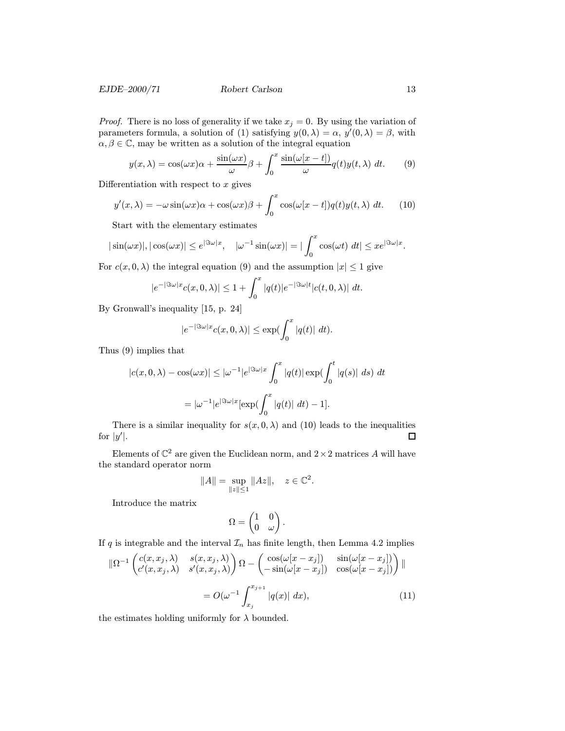*Proof.* There is no loss of generality if we take $x_j = 0$. By using the variation of parameters formula, a solution of (1) satisfying $y(0,\lambda) = \alpha$, $y'(0,\lambda) = \beta$, with $\alpha, \beta \in \mathbb{C}$, may be written as a solution of the integral equation

$$y(x,\lambda) = \cos(\omega x)\alpha + \frac{\sin(\omega x)}{\omega}\beta + \int_0^x \frac{\sin(\omega[x-t])}{\omega} q(t) y(t,\lambda)\ dt. \tag{9}$$

Differentiation with respect to $x$ gives

$$y'(x,\lambda) = -\omega \sin(\omega x)\alpha + \cos(\omega x)\beta + \int_0^x \cos(\omega[x-t]) q(t) y(t,\lambda)\ dt. \tag{10}$$

Start with the elementary estimates

$$|\sin(\omega x)|, |\cos(\omega x)| \le e^{|\Im \omega| x}, \quad |\omega^{-1}\sin(\omega x)| = |\int_0^x \cos(\omega t)\ dt| \le x e^{|\Im\omega| x}.$$

For $c(x,0,\lambda)$ the integral equation (9) and the assumption $|x| \le 1$ give

$$|e^{-|\Im\omega| x} c(x,0,\lambda)| \le 1 + \int_0^x |q(t)| e^{-|\Im \omega| t} |c(t,0,\lambda)|\ dt.$$

By Gronwall's inequality [15, p. 24]

$$|e^{-|\Im\omega| x} c(x,0,\lambda)| \le \exp(\int_0^x |q(t)|\ dt).$$

Thus (9) implies that

$$|c(x,0,\lambda) - \cos(\omega x)| \le |\omega^{-1}| e^{|\Im\omega| x} \int_0^x |q(t)| \exp(\int_0^t |q(s)|\ ds)\ dt$$

$$= |\omega^{-1}| e^{|\Im\omega| x}[\exp(\int_0^x |q(t)|\ dt) - 1].$$

There is a similar inequality for $s(x,0,\lambda)$ and (10) leads to the inequalities for $|y'|$. ◻

Elements of $\mathbb{C}^2$ are given the Euclidean norm, and $2\times 2$ matrices $A$ will have the standard operator norm

$$\|A\| = \sup_{\|z\|\le 1} \|Az\|, \quad z \in \mathbb{C}^2.$$

Introduce the matrix

$$\Omega = \begin{pmatrix} 1 & 0 \\ 0 & \omega \end{pmatrix}.$$

If $q$ is integrable and the interval $\mathcal{I}_n$ has finite length, then Lemma 4.2 implies

$$\|\Omega^{-1}\begin{pmatrix} c(x,x_j,\lambda) & s(x,x_j,\lambda) \\ c'(x,x_j,\lambda) & s'(x,x_j,\lambda)\end{pmatrix}\Omega - \begin{pmatrix} \cos(\omega[x-x_j]) & \sin(\omega[x-x_j]) \\ -\sin(\omega[x-x_j]) & \cos(\omega[x-x_j])\end{pmatrix}\|$$

$$= O(\omega^{-1}\int_{x_j}^{x_{j+1}} |q(x)|\ dx), \tag{11}$$

the estimates holding uniformly for $\lambda$ bounded.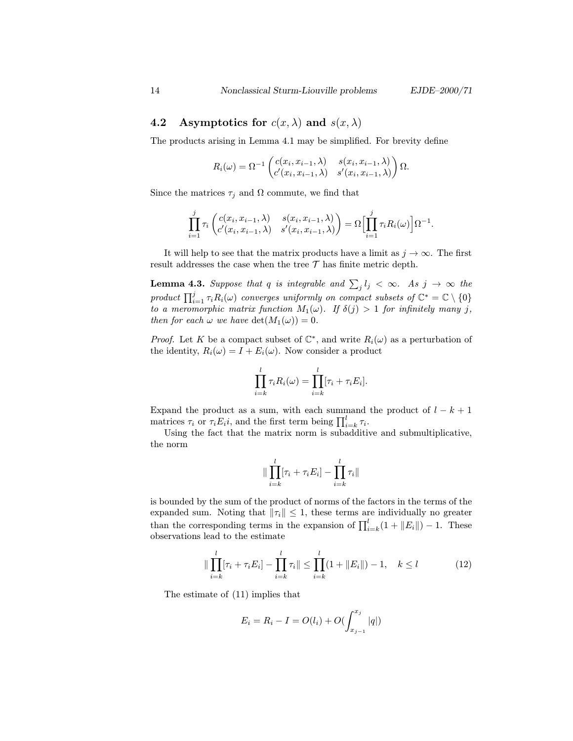## 4.2 Asymptotics for $c(x, \lambda)$ and $s(x, \lambda)$

The products arising in Lemma 4.1 may be simplified. For brevity define

$$R_i(\omega) = \Omega^{-1} \begin{pmatrix} c(x_i, x_{i-1}, \lambda) & s(x_i, x_{i-1}, \lambda) \\ c'(x_i, x_{i-1}, \lambda) & s'(x_i, x_{i-1}, \lambda) \end{pmatrix} \Omega.$$

Since the matrices $\tau_j$ and $\Omega$ commute, we find that

$$\prod_{i=1}^{j} \tau_i \begin{pmatrix} c(x_i, x_{i-1}, \lambda) & s(x_i, x_{i-1}, \lambda) \\ c'(x_i, x_{i-1}, \lambda) & s'(x_i, x_{i-1}, \lambda) \end{pmatrix} = \Omega \Big[ \prod_{i=1}^{j} \tau_i R_i(\omega) \Big] \Omega^{-1}.$$

It will help to see that the matrix products have a limit as $j \to \infty$. The first result addresses the case when the tree $\mathcal{T}$ has finite metric depth.

**Lemma 4.3.** *Suppose that $q$ is integrable and $\sum_j l_j < \infty$. As $j \to \infty$ the product $\prod_{i=1}^{j} \tau_i R_i(\omega)$ converges uniformly on compact subsets of $\mathbb{C}^* = \mathbb{C} \setminus \{0\}$ to a meromorphic matrix function $M_1(\omega)$. If $\delta(j) > 1$ for infinitely many $j$, then for each $\omega$ we have $\det(M_1(\omega)) = 0$.*

*Proof.* Let $K$ be a compact subset of $\mathbb{C}^*$, and write $R_i(\omega)$ as a perturbation of the identity, $R_i(\omega) = I + E_i(\omega)$. Now consider a product

$$\prod_{i=k}^{l} \tau_i R_i(\omega) = \prod_{i=k}^{l} [\tau_i + \tau_i E_i].$$

Expand the product as a sum, with each summand the product of $l - k + 1$ matrices $\tau_i$ or $\tau_i E_i i$, and the first term being $\prod_{i=k}^{l} \tau_i$.

Using the fact that the matrix norm is subadditive and submultiplicative, the norm

$$\| \prod_{i=k}^{l} [\tau_i + \tau_i E_i] - \prod_{i=k}^{l} \tau_i \|$$

is bounded by the sum of the product of norms of the factors in the terms of the expanded sum. Noting that $\|\tau_i\| \le 1$, these terms are individually no greater than the corresponding terms in the expansion of $\prod_{i=k}^{l} (1 + \|E_i\|) - 1$. These observations lead to the estimate

$$\| \prod_{i=k}^{l} [\tau_i + \tau_i E_i] - \prod_{i=k}^{l} \tau_i \| \le \prod_{i=k}^{l} (1 + \|E_i\|) - 1, \quad k \le l \tag{12}$$

The estimate of (11) implies that

$$E_i = R_i - I = O(l_i) + O(\int_{x_{j-1}}^{x_j} |q|)$$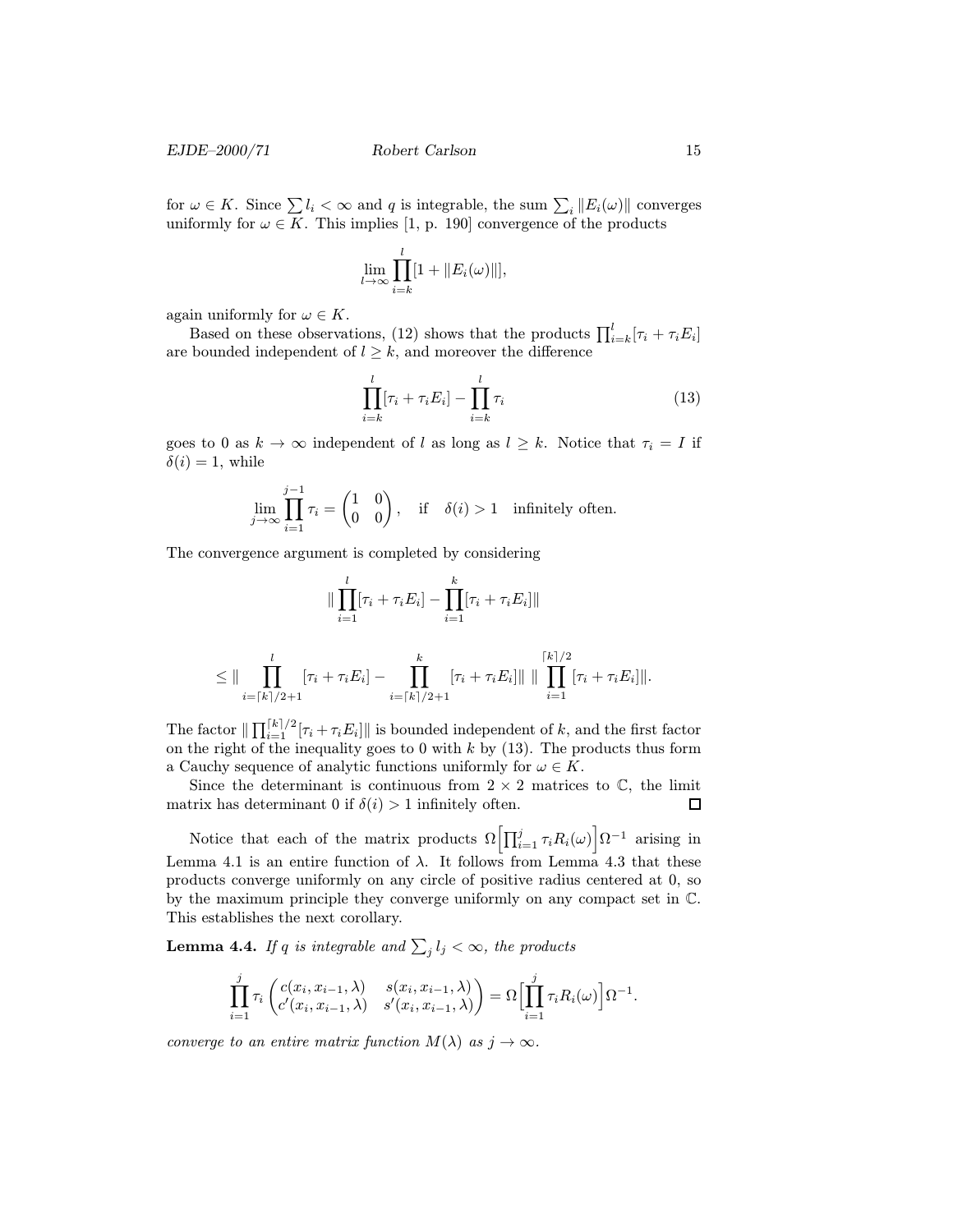for $\omega \in K$. Since $\sum l_i < \infty$ and $q$ is integrable, the sum $\sum_i \|E_i(\omega)\|$ converges uniformly for $\omega \in K$. This implies [1, p. 190] convergence of the products

$$\lim_{l \to \infty} \prod_{i=k}^{l} [1 + \|E_i(\omega)\|],$$

again uniformly for $\omega \in K$.

Based on these observations, (12) shows that the products $\prod_{i=k}^{l} [\tau_i + \tau_i E_i]$ are bounded independent of $l \geq k$, and moreover the difference

$$\prod_{i=k}^{l} [\tau_i + \tau_i E_i] - \prod_{i=k}^{l} \tau_i \tag{13}$$

goes to 0 as $k \to \infty$ independent of $l$ as long as $l \geq k$. Notice that $\tau_i = I$ if $\delta(i) = 1$, while

$$\lim_{j \to \infty} \prod_{i=1}^{j-1} \tau_i = \begin{pmatrix} 1 & 0 \\ 0 & 0 \end{pmatrix}, \quad \text{if} \quad \delta(i) > 1 \quad \text{infinitely often.}$$

The convergence argument is completed by considering

$$\| \prod_{i=1}^{l} [\tau_i + \tau_i E_i] - \prod_{i=1}^{k} [\tau_i + \tau_i E_i] \|$$

$$\leq \| \prod_{i=\lceil k \rceil/2+1}^{l} [\tau_i + \tau_i E_i] - \prod_{i=\lceil k \rceil/2+1}^{k} [\tau_i + \tau_i E_i] \| \, \| \prod_{i=1}^{\lceil k \rceil/2} [\tau_i + \tau_i E_i] \|.$$

The factor $\| \prod_{i=1}^{\lceil k \rceil/2} [\tau_i + \tau_i E_i] \|$ is bounded independent of $k$, and the first factor on the right of the inequality goes to 0 with $k$ by (13). The products thus form a Cauchy sequence of analytic functions uniformly for $\omega \in K$.

Since the determinant is continuous from $2 \times 2$ matrices to $\mathbb{C}$, the limit matrix has determinant 0 if $\delta(i) > 1$ infinitely often. $\square$

Notice that each of the matrix products $\Omega \Big[ \prod_{i=1}^{j} \tau_i R_i(\omega) \Big] \Omega^{-1}$ arising in Lemma 4.1 is an entire function of $\lambda$. It follows from Lemma 4.3 that these products converge uniformly on any circle of positive radius centered at 0, so by the maximum principle they converge uniformly on any compact set in $\mathbb{C}$. This establishes the next corollary.

**Lemma 4.4.** *If $q$ is integrable and $\sum_j l_j < \infty$, the products*

$$\prod_{i=1}^{j} \tau_i \begin{pmatrix} c(x_i, x_{i-1}, \lambda) & s(x_i, x_{i-1}, \lambda) \\ c'(x_i, x_{i-1}, \lambda) & s'(x_i, x_{i-1}, \lambda) \end{pmatrix} = \Omega \Big[ \prod_{i=1}^{j} \tau_i R_i(\omega) \Big] \Omega^{-1}.$$

*converge to an entire matrix function $M(\lambda)$ as $j \to \infty$.*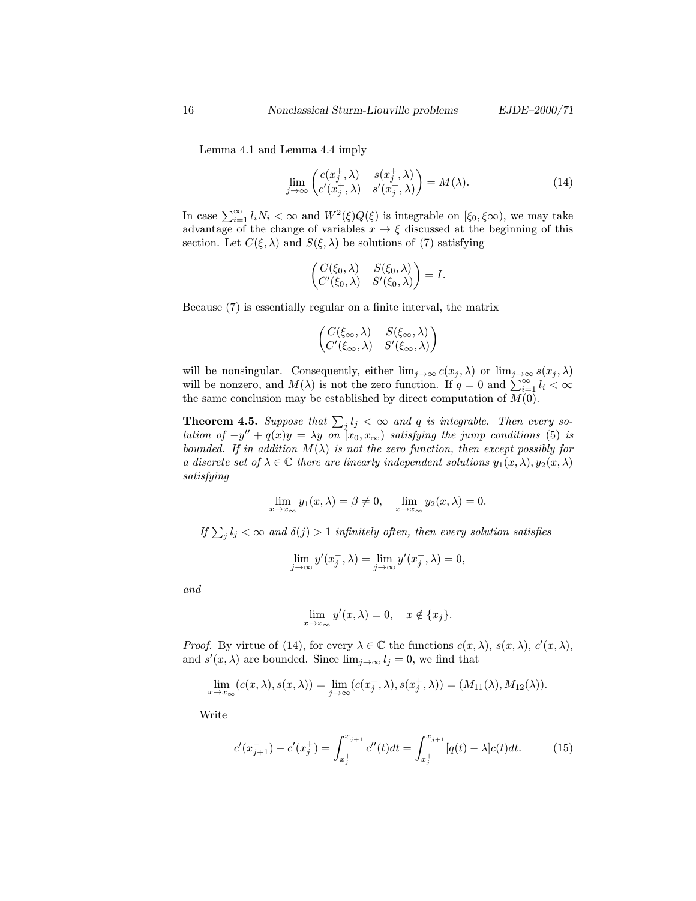Lemma 4.1 and Lemma 4.4 imply

$$\lim_{j\to\infty} \begin{pmatrix} c(x_j^+,\lambda) & s(x_j^+,\lambda) \\ c'(x_j^+,\lambda) & s'(x_j^+,\lambda) \end{pmatrix} = M(\lambda). \tag{14}$$

In case $\sum_{i=1}^{\infty} l_i N_i < \infty$ and $W^2(\xi)Q(\xi)$ is integrable on $[\xi_0, \xi\infty)$, we may take advantage of the change of variables $x \to \xi$ discussed at the beginning of this section. Let $C(\xi,\lambda)$ and $S(\xi,\lambda)$ be solutions of (7) satisfying

$$\begin{pmatrix} C(\xi_0,\lambda) & S(\xi_0,\lambda) \\ C'(\xi_0,\lambda) & S'(\xi_0,\lambda) \end{pmatrix} = I.$$

Because (7) is essentially regular on a finite interval, the matrix

$$\begin{pmatrix} C(\xi_\infty,\lambda) & S(\xi_\infty,\lambda) \\ C'(\xi_\infty,\lambda) & S'(\xi_\infty,\lambda) \end{pmatrix}$$

will be nonsingular. Consequently, either $\lim_{j\to\infty} c(x_j,\lambda)$ or $\lim_{j\to\infty} s(x_j,\lambda)$ will be nonzero, and $M(\lambda)$ is not the zero function. If $q = 0$ and $\sum_{i=1}^{\infty} l_i < \infty$ the same conclusion may be established by direct computation of $M(0)$.

**Theorem 4.5.** *Suppose that $\sum_j l_j < \infty$ and $q$ is integrable. Then every solution of $-y'' + q(x)y = \lambda y$ on $[x_0, x_\infty)$ satisfying the jump conditions (5) is bounded. If in addition $M(\lambda)$ is not the zero function, then except possibly for a discrete set of $\lambda \in \mathbb{C}$ there are linearly independent solutions $y_1(x,\lambda), y_2(x,\lambda)$ satisfying*

$$\lim_{x\to x_\infty} y_1(x,\lambda) = \beta \neq 0, \quad \lim_{x\to x_\infty} y_2(x,\lambda) = 0.$$

*If $\sum_j l_j < \infty$ and $\delta(j) > 1$ infinitely often, then every solution satisfies*

$$\lim_{j\to\infty} y'(x_j^-,\lambda) = \lim_{j\to\infty} y'(x_j^+,\lambda) = 0,$$

*and*

$$\lim_{x\to x_\infty} y'(x,\lambda) = 0, \quad x \notin \{x_j\}.$$

*Proof.* By virtue of (14), for every $\lambda \in \mathbb{C}$ the functions $c(x,\lambda)$, $s(x,\lambda)$, $c'(x,\lambda)$, and $s'(x,\lambda)$ are bounded. Since $\lim_{j\to\infty} l_j = 0$, we find that

$$\lim_{x\to x_\infty} (c(x,\lambda), s(x,\lambda)) = \lim_{j\to\infty} (c(x_j^+,\lambda), s(x_j^+,\lambda)) = (M_{11}(\lambda), M_{12}(\lambda)).$$

Write

$$c'(x_{j+1}^-) - c'(x_j^+) = \int_{x_j^+}^{x_{j+1}^-} c''(t)dt = \int_{x_j^+}^{x_{j+1}^-} [q(t) - \lambda]c(t)dt. \tag{15}$$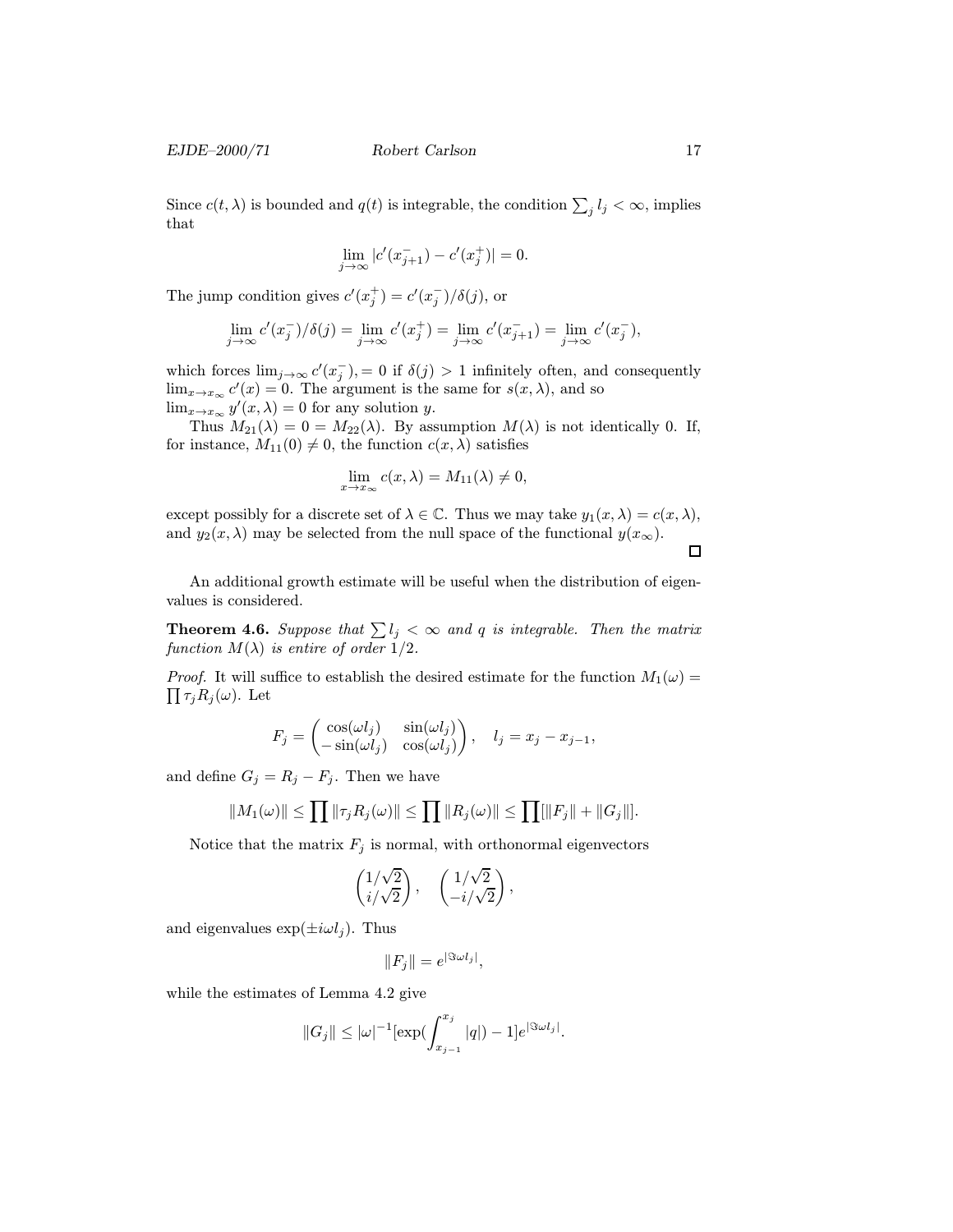Since $c(t, \lambda)$ is bounded and $q(t)$ is integrable, the condition $\sum_j l_j < \infty$, implies that

$$\lim_{j \to \infty} |c'(x_{j+1}^-) - c'(x_j^+)| = 0.$$

The jump condition gives $c'(x_j^+) = c'(x_j^-)/\delta(j)$, or

$$\lim_{j \to \infty} c'(x_j^-)/\delta(j) = \lim_{j \to \infty} c'(x_j^+) = \lim_{j \to \infty} c'(x_{j+1}^-) = \lim_{j \to \infty} c'(x_j^-),$$

which forces $\lim_{j \to \infty} c'(x_j^-), = 0$ if $\delta(j) > 1$ infinitely often, and consequently $\lim_{x \to x_\infty} c'(x) = 0$. The argument is the same for $s(x, \lambda)$, and so $\lim_{x \to x_\infty} y'(x, \lambda) = 0$ for any solution $y$.

Thus $M_{21}(\lambda) = 0 = M_{22}(\lambda)$. By assumption $M(\lambda)$ is not identically 0. If, for instance, $M_{11}(0) \neq 0$, the function $c(x, \lambda)$ satisfies

$$\lim_{x \to x_\infty} c(x, \lambda) = M_{11}(\lambda) \neq 0,$$

except possibly for a discrete set of $\lambda \in \mathbb{C}$. Thus we may take $y_1(x, \lambda) = c(x, \lambda)$, and $y_2(x, \lambda)$ may be selected from the null space of the functional $y(x_\infty)$. □

An additional growth estimate will be useful when the distribution of eigenvalues is considered.

**Theorem 4.6.** *Suppose that $\sum l_j < \infty$ and $q$ is integrable. Then the matrix function $M(\lambda)$ is entire of order $1/2$.*

*Proof.* It will suffice to establish the desired estimate for the function $M_1(\omega) = \prod \tau_j R_j(\omega)$. Let

$$F_j = \begin{pmatrix} \cos(\omega l_j) & \sin(\omega l_j) \\ -\sin(\omega l_j) & \cos(\omega l_j) \end{pmatrix}, \quad l_j = x_j - x_{j-1},$$

and define $G_j = R_j - F_j$. Then we have

$$\|M_1(\omega)\| \leq \prod \|\tau_j R_j(\omega)\| \leq \prod \|R_j(\omega)\| \leq \prod [\|F_j\| + \|G_j\|].$$

Notice that the matrix $F_j$ is normal, with orthonormal eigenvectors

$$\begin{pmatrix} 1/\sqrt{2} \\ i/\sqrt{2} \end{pmatrix}, \quad \begin{pmatrix} 1/\sqrt{2} \\ -i/\sqrt{2} \end{pmatrix},$$

and eigenvalues $\exp(\pm i\omega l_j)$. Thus

$$\|F_j\| = e^{|\Im \omega l_j|},$$

while the estimates of Lemma 4.2 give

$$\|G_j\| \leq |\omega|^{-1} [\exp(\int_{x_{j-1}}^{x_j} |q|) - 1] e^{|\Im \omega l_j|}.$$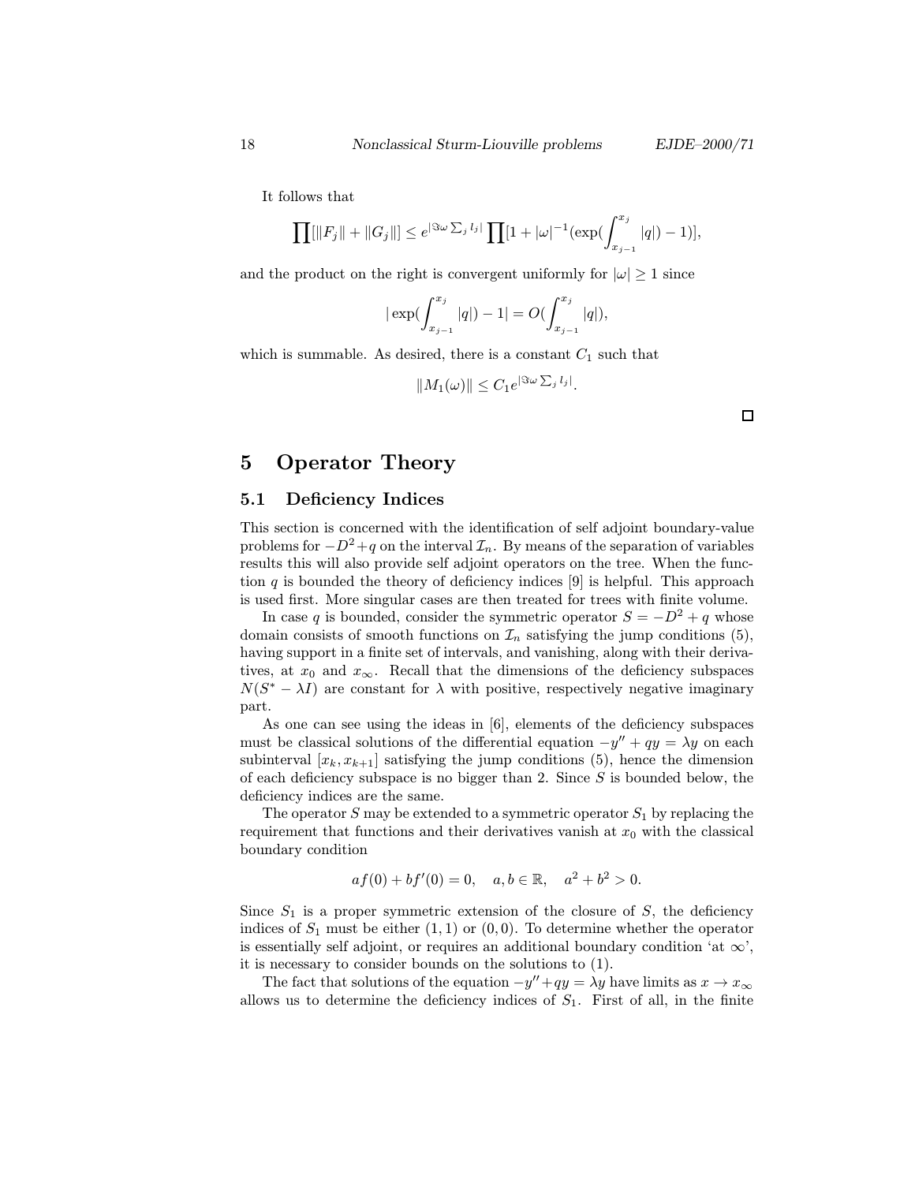It follows that

$$\prod[\|F_j\| + \|G_j\|] \le e^{|\Im\omega \sum_j l_j|} \prod[1 + |\omega|^{-1}(\exp(\int_{x_{j-1}}^{x_j} |q|) - 1)],$$

and the product on the right is convergent uniformly for $|\omega| \ge 1$ since

$$|\exp(\int_{x_{j-1}}^{x_j} |q|) - 1| = O(\int_{x_{j-1}}^{x_j} |q|),$$

which is summable. As desired, there is a constant $C_1$ such that

$$\|M_1(\omega)\| \le C_1 e^{|\Im\omega \sum_j l_j|}.$$

□

# 5 Operator Theory

## 5.1 Deficiency Indices

This section is concerned with the identification of self adjoint boundary-value problems for $-D^2 + q$ on the interval $\mathcal{I}_n$. By means of the separation of variables results this will also provide self adjoint operators on the tree. When the function $q$ is bounded the theory of deficiency indices [9] is helpful. This approach is used first. More singular cases are then treated for trees with finite volume.

In case $q$ is bounded, consider the symmetric operator $S = -D^2 + q$ whose domain consists of smooth functions on $\mathcal{I}_n$ satisfying the jump conditions (5), having support in a finite set of intervals, and vanishing, along with their derivatives, at $x_0$ and $x_\infty$. Recall that the dimensions of the deficiency subspaces $N(S^* - \lambda I)$ are constant for $\lambda$ with positive, respectively negative imaginary part.

As one can see using the ideas in [6], elements of the deficiency subspaces must be classical solutions of the differential equation $-y'' + qy = \lambda y$ on each subinterval $[x_k, x_{k+1}]$ satisfying the jump conditions (5), hence the dimension of each deficiency subspace is no bigger than 2. Since $S$ is bounded below, the deficiency indices are the same.

The operator $S$ may be extended to a symmetric operator $S_1$ by replacing the requirement that functions and their derivatives vanish at $x_0$ with the classical boundary condition

$$af(0) + bf'(0) = 0, \quad a, b \in \mathbb{R}, \quad a^2 + b^2 > 0.$$

Since $S_1$ is a proper symmetric extension of the closure of $S$, the deficiency indices of $S_1$ must be either $(1, 1)$ or $(0, 0)$. To determine whether the operator is essentially self adjoint, or requires an additional boundary condition 'at $\infty$', it is necessary to consider bounds on the solutions to (1).

The fact that solutions of the equation $-y'' + qy = \lambda y$ have limits as $x \to x_\infty$ allows us to determine the deficiency indices of $S_1$. First of all, in the finite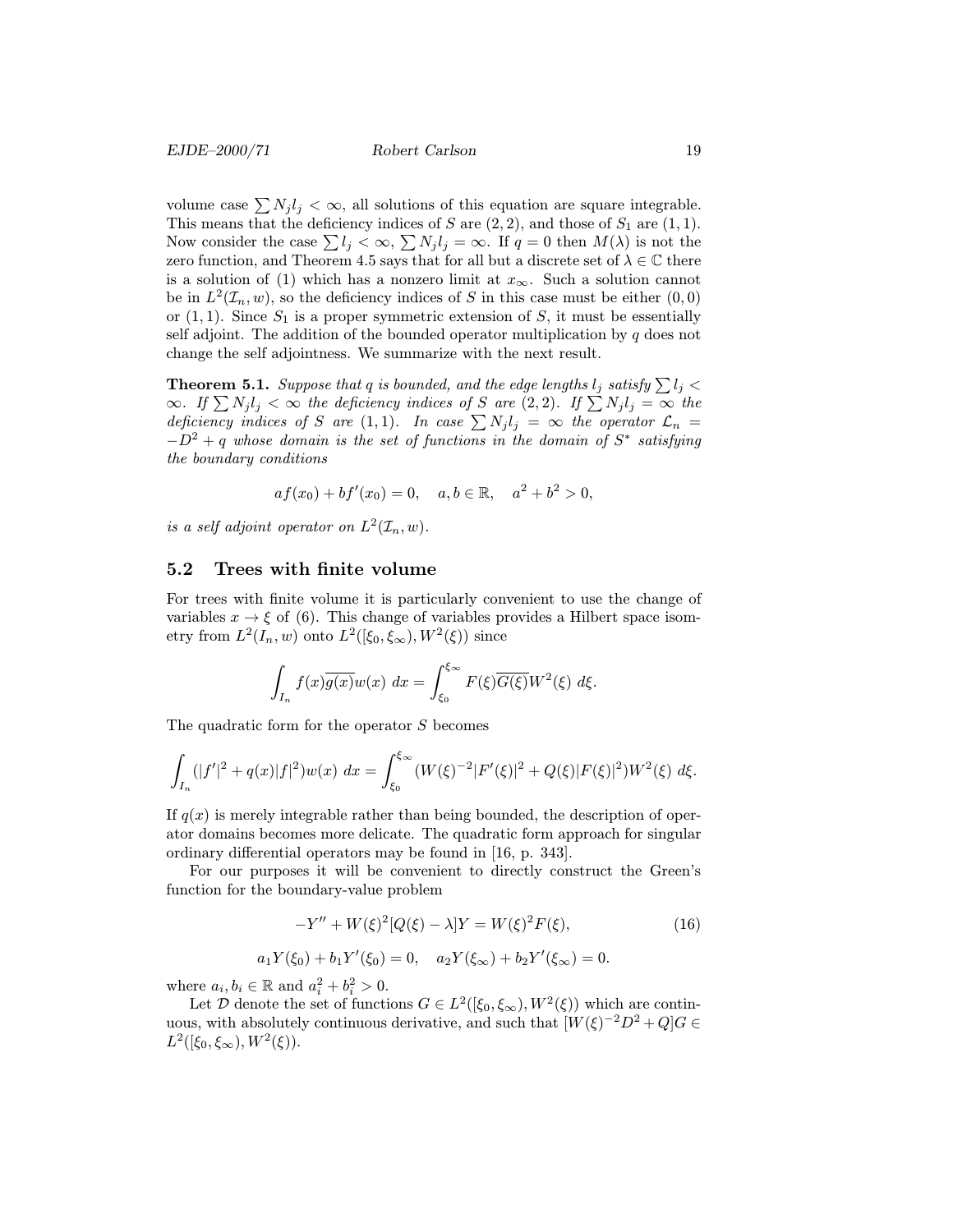volume case $\sum N_j l_j < \infty$, all solutions of this equation are square integrable. This means that the deficiency indices of $S$ are $(2,2)$, and those of $S_1$ are $(1,1)$. Now consider the case $\sum l_j < \infty$, $\sum N_j l_j = \infty$. If $q = 0$ then $M(\lambda)$ is not the zero function, and Theorem 4.5 says that for all but a discrete set of $\lambda \in \mathbb{C}$ there is a solution of (1) which has a nonzero limit at $x_\infty$. Such a solution cannot be in $L^2(\mathcal{I}_n, w)$, so the deficiency indices of $S$ in this case must be either $(0,0)$ or $(1,1)$. Since $S_1$ is a proper symmetric extension of $S$, it must be essentially self adjoint. The addition of the bounded operator multiplication by $q$ does not change the self adjointness. We summarize with the next result.

**Theorem 5.1.** *Suppose that $q$ is bounded, and the edge lengths $l_j$ satisfy $\sum l_j < \infty$. If $\sum N_j l_j < \infty$ the deficiency indices of $S$ are $(2,2)$. If $\sum N_j l_j = \infty$ the deficiency indices of $S$ are $(1,1)$. In case $\sum N_j l_j = \infty$ the operator $\mathcal{L}_n = -D^2 + q$ whose domain is the set of functions in the domain of $S^*$ satisfying the boundary conditions*

$$a f(x_0) + b f'(x_0) = 0, \quad a, b \in \mathbb{R}, \quad a^2 + b^2 > 0,$$

*is a self adjoint operator on $L^2(\mathcal{I}_n, w)$.*

## 5.2 Trees with finite volume

For trees with finite volume it is particularly convenient to use the change of variables $x \to \xi$ of (6). This change of variables provides a Hilbert space isometry from $L^2(I_n, w)$ onto $L^2([\xi_0, \xi_\infty), W^2(\xi))$ since

$$\int_{I_n} f(x)\overline{g(x)} w(x) \ dx = \int_{\xi_0}^{\xi_\infty} F(\xi)\overline{G(\xi)} W^2(\xi) \ d\xi.$$

The quadratic form for the operator $S$ becomes

$$\int_{I_n} (|f'|^2 + q(x)|f|^2) w(x) \ dx = \int_{\xi_0}^{\xi_\infty} (W(\xi)^{-2}|F'(\xi)|^2 + Q(\xi)|F(\xi)|^2) W^2(\xi) \ d\xi.$$

If $q(x)$ is merely integrable rather than being bounded, the description of operator domains becomes more delicate. The quadratic form approach for singular ordinary differential operators may be found in [16, p. 343].

For our purposes it will be convenient to directly construct the Green's function for the boundary-value problem

$$-Y'' + W(\xi)^2[Q(\xi) - \lambda]Y = W(\xi)^2 F(\xi), \tag{16}$$

$$a_1 Y(\xi_0) + b_1 Y'(\xi_0) = 0, \quad a_2 Y(\xi_\infty) + b_2 Y'(\xi_\infty) = 0.$$

where $a_i, b_i \in \mathbb{R}$ and $a_i^2 + b_i^2 > 0$.

Let $\mathcal{D}$ denote the set of functions $G \in L^2([\xi_0, \xi_\infty), W^2(\xi))$ which are continuous, with absolutely continuous derivative, and such that $[W(\xi)^{-2}D^2 + Q]G \in L^2([\xi_0, \xi_\infty), W^2(\xi))$.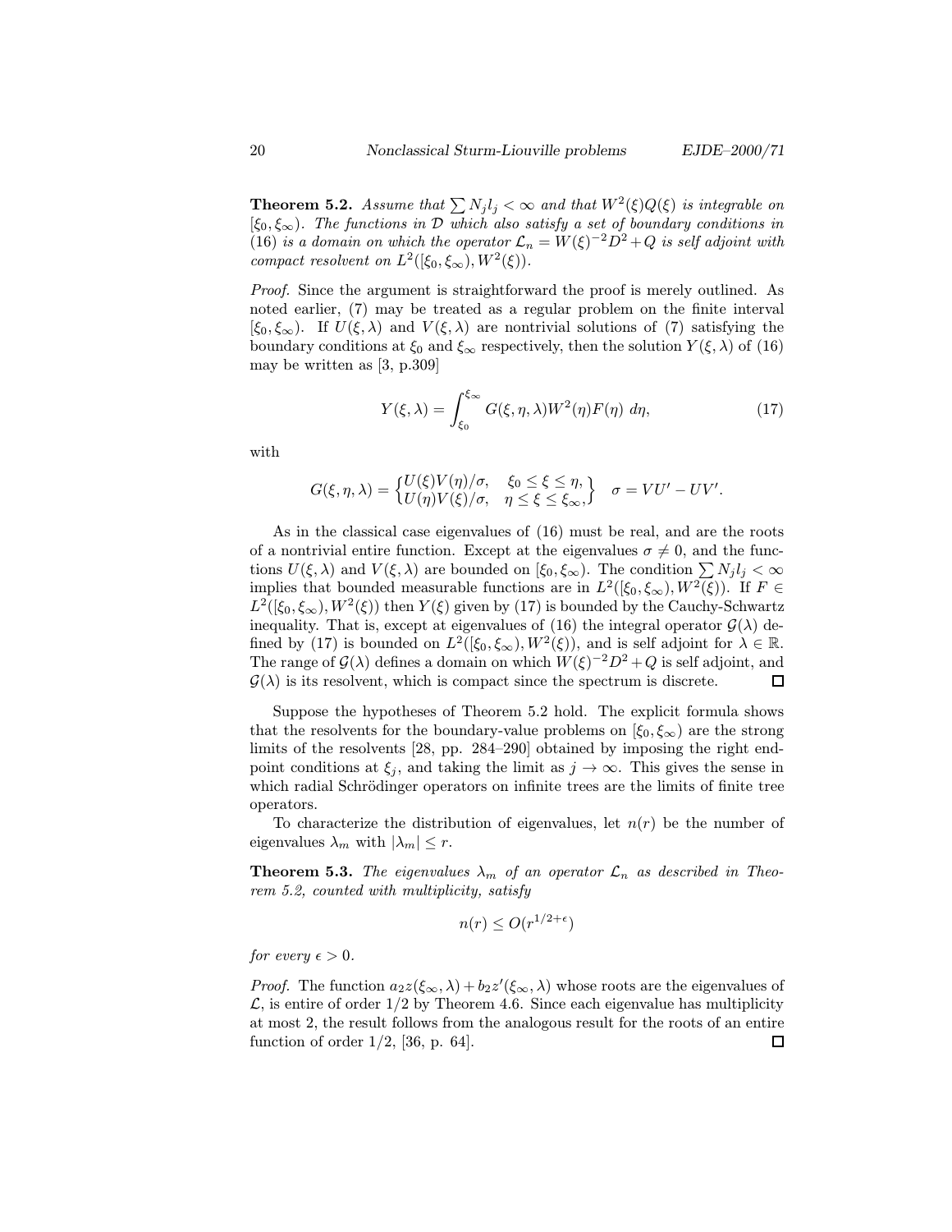**Theorem 5.2.** *Assume that $\sum N_j l_j < \infty$ and that $W^2(\xi)Q(\xi)$ is integrable on $[\xi_0, \xi_\infty)$. The functions in $\mathcal{D}$ which also satisfy a set of boundary conditions in (16) is a domain on which the operator $\mathcal{L}_n = W(\xi)^{-2}D^2 + Q$ is self adjoint with compact resolvent on $L^2([\xi_0, \xi_\infty), W^2(\xi))$.*

*Proof.* Since the argument is straightforward the proof is merely outlined. As noted earlier, (7) may be treated as a regular problem on the finite interval $[\xi_0, \xi_\infty)$. If $U(\xi, \lambda)$ and $V(\xi, \lambda)$ are nontrivial solutions of (7) satisfying the boundary conditions at $\xi_0$ and $\xi_\infty$ respectively, then the solution $Y(\xi, \lambda)$ of (16) may be written as [3, p.309]

$$Y(\xi, \lambda) = \int_{\xi_0}^{\xi_\infty} G(\xi, \eta, \lambda) W^2(\eta) F(\eta) \, d\eta, \tag{17}$$

with

$$G(\xi, \eta, \lambda) = \begin{cases} U(\xi)V(\eta)/\sigma, & \xi_0 \le \xi \le \eta, \\ U(\eta)V(\xi)/\sigma, & \eta \le \xi \le \xi_\infty, \end{cases} \quad \sigma = VU' - UV'.$$

As in the classical case eigenvalues of (16) must be real, and are the roots of a nontrivial entire function. Except at the eigenvalues $\sigma \neq 0$, and the functions $U(\xi, \lambda)$ and $V(\xi, \lambda)$ are bounded on $[\xi_0, \xi_\infty)$. The condition $\sum N_j l_j < \infty$ implies that bounded measurable functions are in $L^2([\xi_0, \xi_\infty), W^2(\xi))$. If $F \in L^2([\xi_0, \xi_\infty), W^2(\xi))$ then $Y(\xi)$ given by (17) is bounded by the Cauchy-Schwartz inequality. That is, except at eigenvalues of (16) the integral operator $\mathcal{G}(\lambda)$ defined by (17) is bounded on $L^2([\xi_0, \xi_\infty), W^2(\xi))$, and is self adjoint for $\lambda \in \mathbb{R}$. The range of $\mathcal{G}(\lambda)$ defines a domain on which $W(\xi)^{-2}D^2 + Q$ is self adjoint, and $\mathcal{G}(\lambda)$ is its resolvent, which is compact since the spectrum is discrete. $\square$

Suppose the hypotheses of Theorem 5.2 hold. The explicit formula shows that the resolvents for the boundary-value problems on $[\xi_0, \xi_\infty)$ are the strong limits of the resolvents [28, pp. 284–290] obtained by imposing the right endpoint conditions at $\xi_j$, and taking the limit as $j \to \infty$. This gives the sense in which radial Schrödinger operators on infinite trees are the limits of finite tree operators.

To characterize the distribution of eigenvalues, let $n(r)$ be the number of eigenvalues $\lambda_m$ with $|\lambda_m| \le r$.

**Theorem 5.3.** *The eigenvalues $\lambda_m$ of an operator $\mathcal{L}_n$ as described in Theorem 5.2, counted with multiplicity, satisfy*

$$n(r) \le O(r^{1/2+\epsilon})$$

*for every $\epsilon > 0$.*

*Proof.* The function $a_2 z(\xi_\infty, \lambda) + b_2 z'(\xi_\infty, \lambda)$ whose roots are the eigenvalues of $\mathcal{L}$, is entire of order $1/2$ by Theorem 4.6. Since each eigenvalue has multiplicity at most 2, the result follows from the analogous result for the roots of an entire function of order $1/2$, [36, p. 64]. $\square$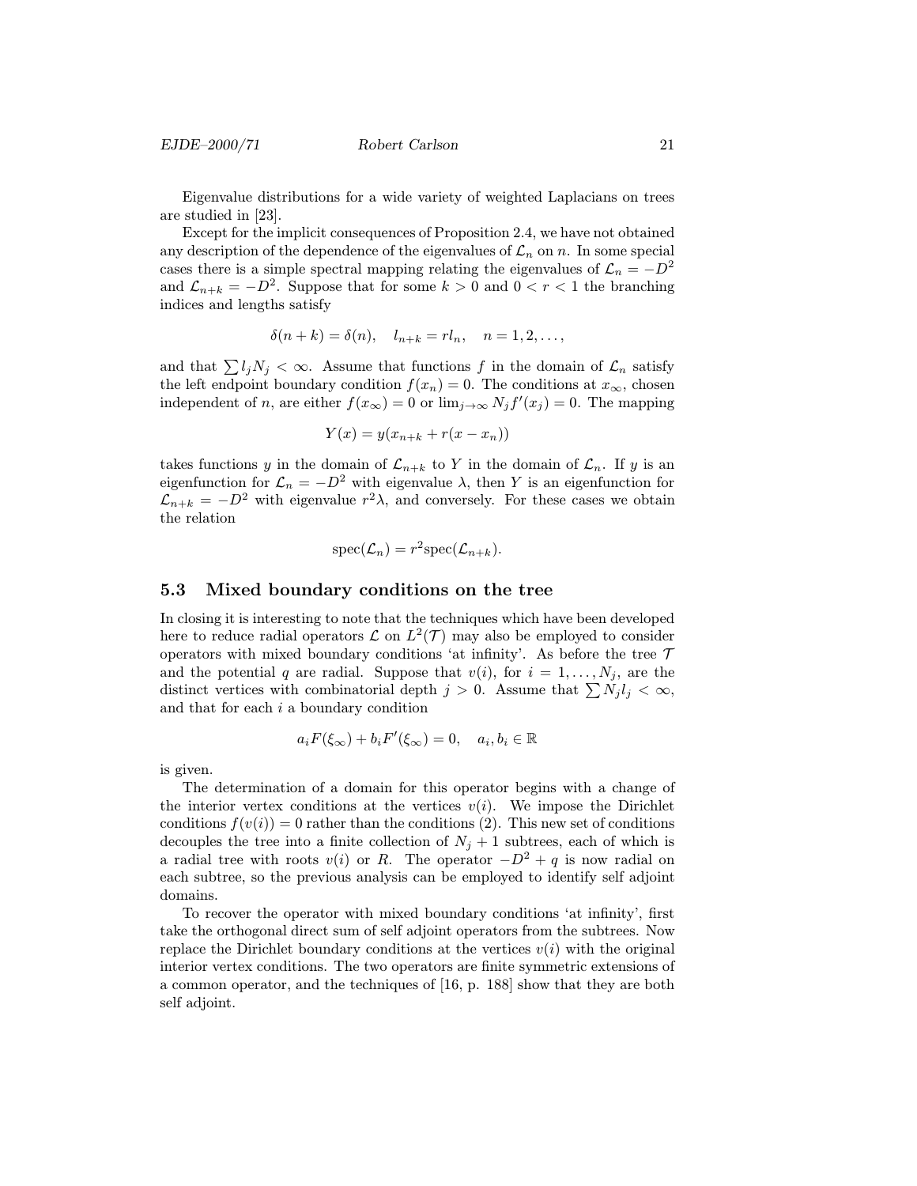Eigenvalue distributions for a wide variety of weighted Laplacians on trees are studied in [23].

Except for the implicit consequences of Proposition 2.4, we have not obtained any description of the dependence of the eigenvalues of $\mathcal{L}_n$ on $n$. In some special cases there is a simple spectral mapping relating the eigenvalues of $\mathcal{L}_n = -D^2$ and $\mathcal{L}_{n+k} = -D^2$. Suppose that for some $k > 0$ and $0 < r < 1$ the branching indices and lengths satisfy

$$\delta(n+k) = \delta(n), \quad l_{n+k} = r l_n, \quad n = 1, 2, \dots,$$

and that $\sum l_j N_j < \infty$. Assume that functions $f$ in the domain of $\mathcal{L}_n$ satisfy the left endpoint boundary condition $f(x_n) = 0$. The conditions at $x_\infty$, chosen independent of $n$, are either $f(x_\infty) = 0$ or $\lim_{j \to \infty} N_j f'(x_j) = 0$. The mapping

$$Y(x) = y(x_{n+k} + r(x - x_n))$$

takes functions $y$ in the domain of $\mathcal{L}_{n+k}$ to $Y$ in the domain of $\mathcal{L}_n$. If $y$ is an eigenfunction for $\mathcal{L}_n = -D^2$ with eigenvalue $\lambda$, then $Y$ is an eigenfunction for $\mathcal{L}_{n+k} = -D^2$ with eigenvalue $r^2\lambda$, and conversely. For these cases we obtain the relation

$$\operatorname{spec}(\mathcal{L}_n) = r^2 \operatorname{spec}(\mathcal{L}_{n+k}).$$

## 5.3 Mixed boundary conditions on the tree

In closing it is interesting to note that the techniques which have been developed here to reduce radial operators $\mathcal{L}$ on $L^2(\mathcal{T})$ may also be employed to consider operators with mixed boundary conditions 'at infinity'. As before the tree $\mathcal{T}$ and the potential $q$ are radial. Suppose that $v(i)$, for $i = 1, \dots, N_j$, are the distinct vertices with combinatorial depth $j > 0$. Assume that $\sum N_j l_j < \infty$, and that for each $i$ a boundary condition

$$a_i F(\xi_\infty) + b_i F'(\xi_\infty) = 0, \quad a_i, b_i \in \mathbb{R}$$

is given.

The determination of a domain for this operator begins with a change of the interior vertex conditions at the vertices $v(i)$. We impose the Dirichlet conditions $f(v(i)) = 0$ rather than the conditions (2). This new set of conditions decouples the tree into a finite collection of $N_j + 1$ subtrees, each of which is a radial tree with roots $v(i)$ or $R$. The operator $-D^2 + q$ is now radial on each subtree, so the previous analysis can be employed to identify self adjoint domains.

To recover the operator with mixed boundary conditions 'at infinity', first take the orthogonal direct sum of self adjoint operators from the subtrees. Now replace the Dirichlet boundary conditions at the vertices $v(i)$ with the original interior vertex conditions. The two operators are finite symmetric extensions of a common operator, and the techniques of [16, p. 188] show that they are both self adjoint.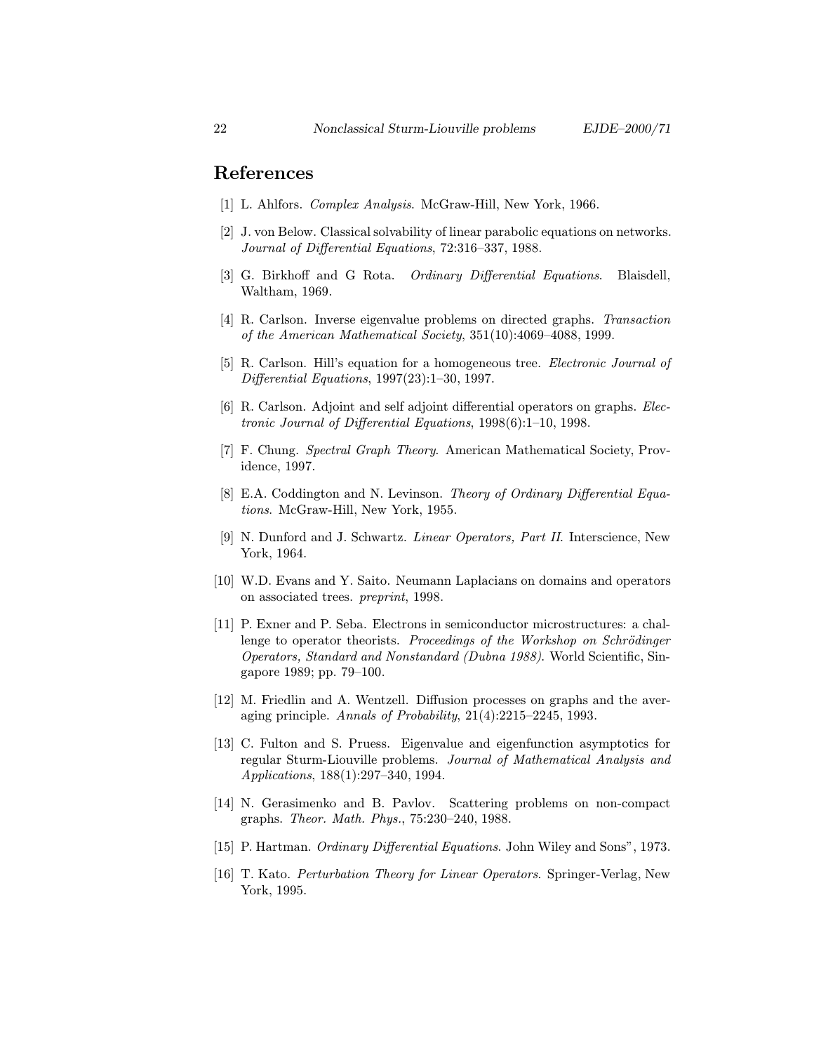## References

[1] L. Ahlfors. *Complex Analysis*. McGraw-Hill, New York, 1966.

[2] J. von Below. Classical solvability of linear parabolic equations on networks. *Journal of Differential Equations*, 72:316–337, 1988.

[3] G. Birkhoff and G Rota. *Ordinary Differential Equations*. Blaisdell, Waltham, 1969.

[4] R. Carlson. Inverse eigenvalue problems on directed graphs. *Transaction of the American Mathematical Society*, 351(10):4069–4088, 1999.

[5] R. Carlson. Hill's equation for a homogeneous tree. *Electronic Journal of Differential Equations*, 1997(23):1–30, 1997.

[6] R. Carlson. Adjoint and self adjoint differential operators on graphs. *Electronic Journal of Differential Equations*, 1998(6):1–10, 1998.

[7] F. Chung. *Spectral Graph Theory*. American Mathematical Society, Providence, 1997.

[8] E.A. Coddington and N. Levinson. *Theory of Ordinary Differential Equations*. McGraw-Hill, New York, 1955.

[9] N. Dunford and J. Schwartz. *Linear Operators, Part II*. Interscience, New York, 1964.

[10] W.D. Evans and Y. Saito. Neumann Laplacians on domains and operators on associated trees. *preprint*, 1998.

[11] P. Exner and P. Seba. Electrons in semiconductor microstructures: a challenge to operator theorists. *Proceedings of the Workshop on Schrödinger Operators, Standard and Nonstandard (Dubna 1988)*. World Scientific, Singapore 1989; pp. 79–100.

[12] M. Friedlin and A. Wentzell. Diffusion processes on graphs and the averaging principle. *Annals of Probability*, 21(4):2215–2245, 1993.

[13] C. Fulton and S. Pruess. Eigenvalue and eigenfunction asymptotics for regular Sturm-Liouville problems. *Journal of Mathematical Analysis and Applications*, 188(1):297–340, 1994.

[14] N. Gerasimenko and B. Pavlov. Scattering problems on non-compact graphs. *Theor. Math. Phys.*, 75:230–240, 1988.

[15] P. Hartman. *Ordinary Differential Equations*. John Wiley and Sons", 1973.

[16] T. Kato. *Perturbation Theory for Linear Operators*. Springer-Verlag, New York, 1995.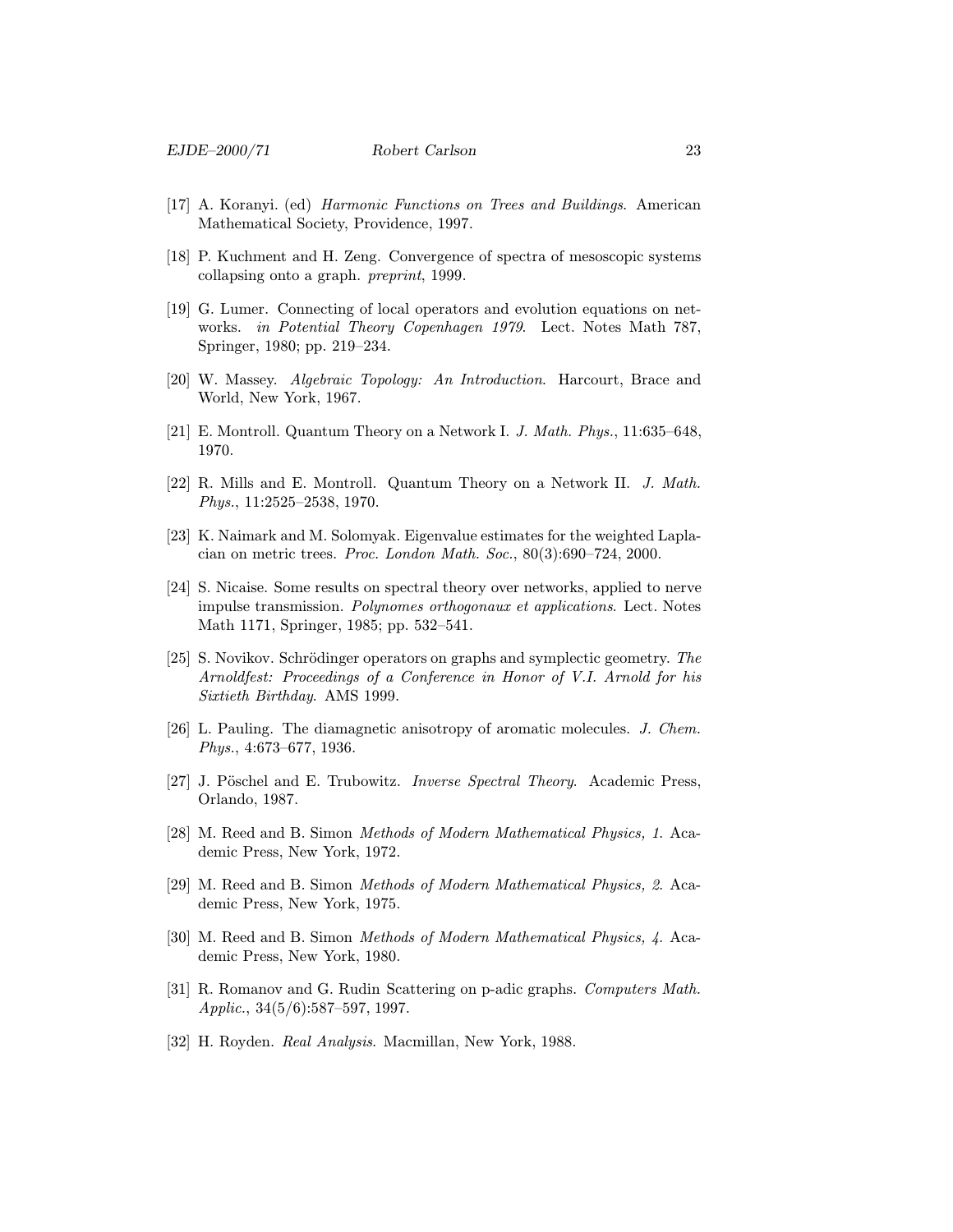[17] A. Koranyi. (ed) *Harmonic Functions on Trees and Buildings*. American Mathematical Society, Providence, 1997.

[18] P. Kuchment and H. Zeng. Convergence of spectra of mesoscopic systems collapsing onto a graph. *preprint*, 1999.

[19] G. Lumer. Connecting of local operators and evolution equations on networks. *in Potential Theory Copenhagen 1979*. Lect. Notes Math 787, Springer, 1980; pp. 219–234.

[20] W. Massey. *Algebraic Topology: An Introduction*. Harcourt, Brace and World, New York, 1967.

[21] E. Montroll. Quantum Theory on a Network I. *J. Math. Phys.*, 11:635–648, 1970.

[22] R. Mills and E. Montroll. Quantum Theory on a Network II. *J. Math. Phys.*, 11:2525–2538, 1970.

[23] K. Naimark and M. Solomyak. Eigenvalue estimates for the weighted Laplacian on metric trees. *Proc. London Math. Soc.*, 80(3):690–724, 2000.

[24] S. Nicaise. Some results on spectral theory over networks, applied to nerve impulse transmission. *Polynomes orthogonaux et applications*. Lect. Notes Math 1171, Springer, 1985; pp. 532–541.

[25] S. Novikov. Schrödinger operators on graphs and symplectic geometry. *The Arnoldfest: Proceedings of a Conference in Honor of V.I. Arnold for his Sixtieth Birthday*. AMS 1999.

[26] L. Pauling. The diamagnetic anisotropy of aromatic molecules. *J. Chem. Phys.*, 4:673–677, 1936.

[27] J. Pöschel and E. Trubowitz. *Inverse Spectral Theory*. Academic Press, Orlando, 1987.

[28] M. Reed and B. Simon *Methods of Modern Mathematical Physics, 1*. Academic Press, New York, 1972.

[29] M. Reed and B. Simon *Methods of Modern Mathematical Physics, 2*. Academic Press, New York, 1975.

[30] M. Reed and B. Simon *Methods of Modern Mathematical Physics, 4*. Academic Press, New York, 1980.

[31] R. Romanov and G. Rudin Scattering on p-adic graphs. *Computers Math. Applic.*, 34(5/6):587–597, 1997.

[32] H. Royden. *Real Analysis*. Macmillan, New York, 1988.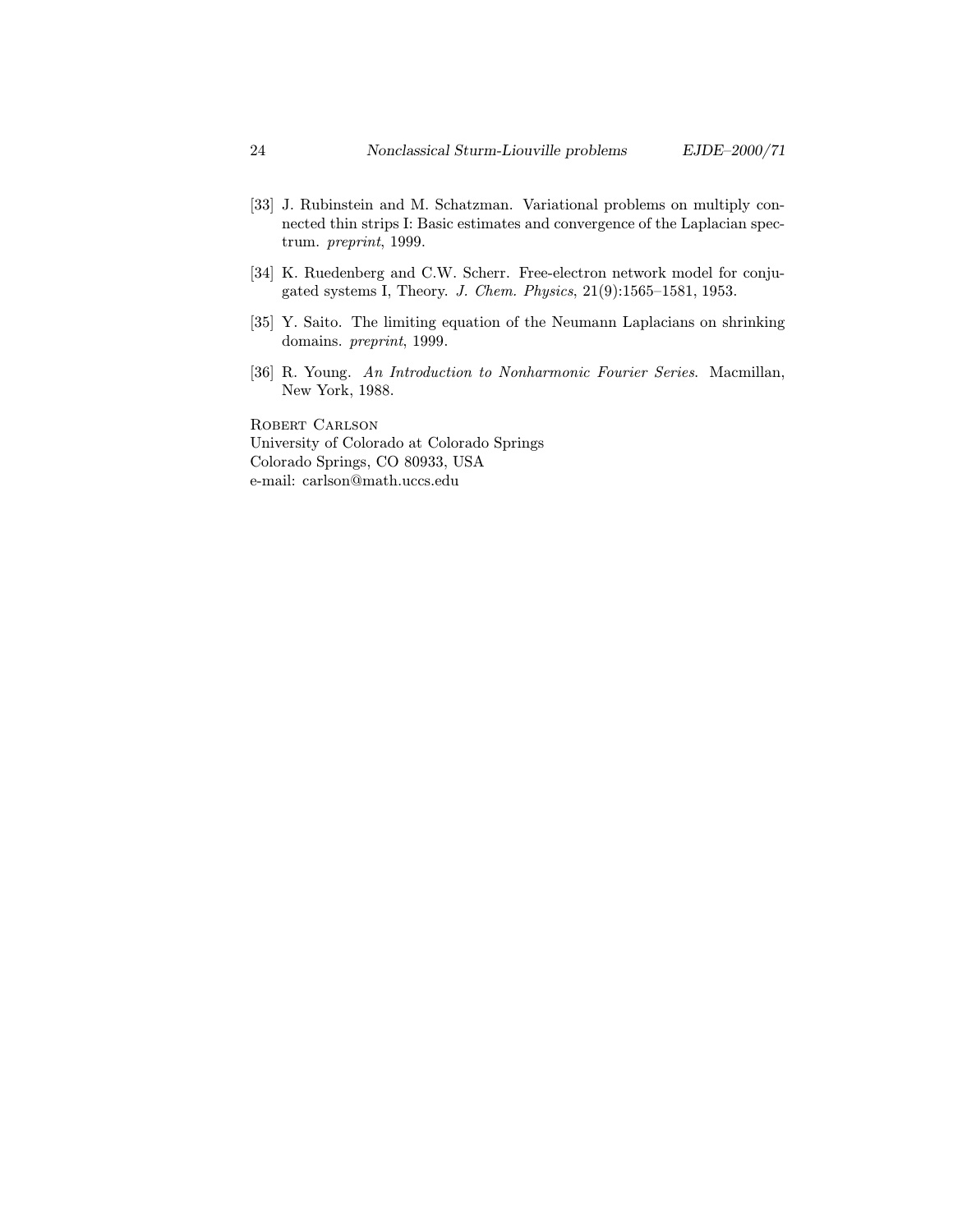[33] J. Rubinstein and M. Schatzman. Variational problems on multiply connected thin strips I: Basic estimates and convergence of the Laplacian spectrum. *preprint*, 1999.

[34] K. Ruedenberg and C.W. Scherr. Free-electron network model for conjugated systems I, Theory. *J. Chem. Physics*, 21(9):1565–1581, 1953.

[35] Y. Saito. The limiting equation of the Neumann Laplacians on shrinking domains. *preprint*, 1999.

[36] R. Young. *An Introduction to Nonharmonic Fourier Series*. Macmillan, New York, 1988.

Robert Carlson
University of Colorado at Colorado Springs
Colorado Springs, CO 80933, USA
e-mail: carlson@math.uccs.edu